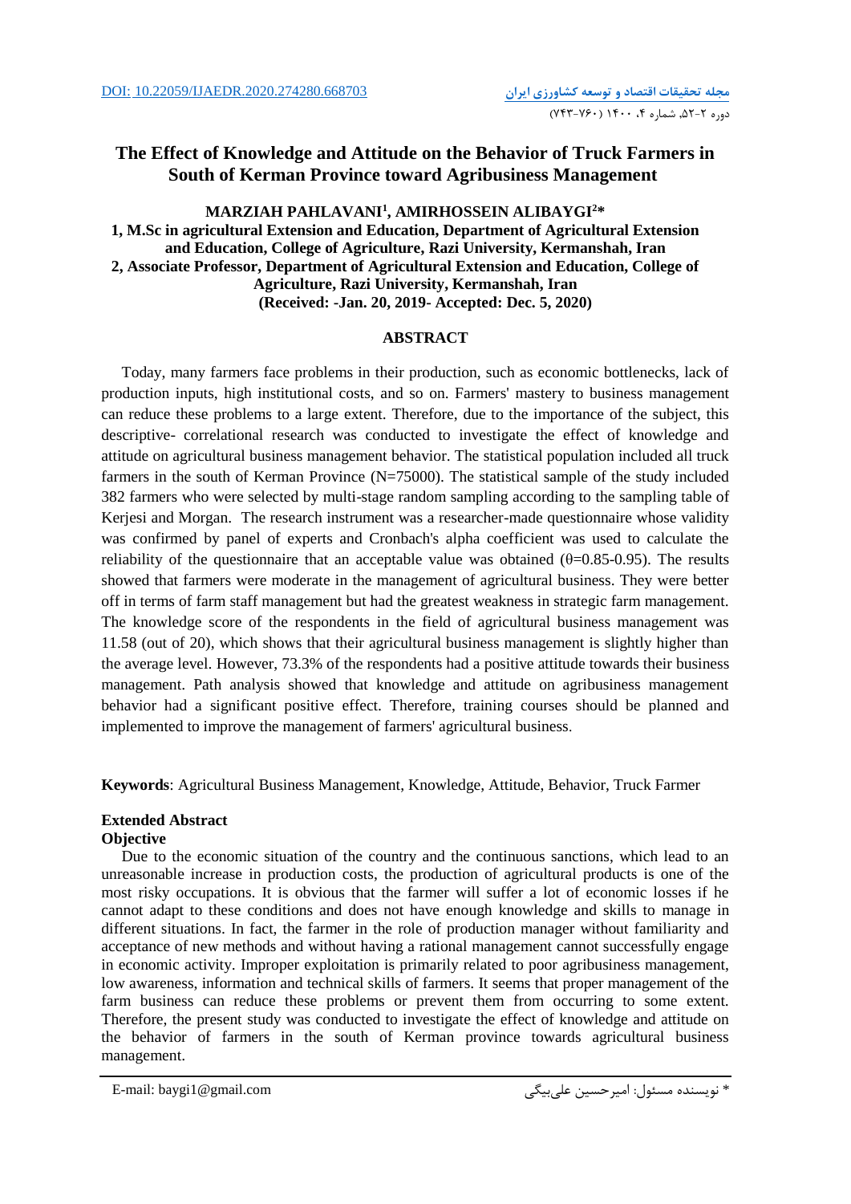DOI: 10.22059/IJAEDR.2020.274280.668703

# The Effect of Knowledge and Attitude on the Behavior of Truck Farmers in South of Kerman Province toward Agribusiness Management

**MARZIAH PAHLAVANI[1], AMIRHOSSEIN ALIBAYGI[2]***

**1, M.Sc in agricultural Extension and Education, Department of Agricultural Extension and Education, College of Agriculture, Razi University, Kermanshah, Iran**

**2, Associate Professor, Department of Agricultural Extension and Education, College of Agriculture, Razi University, Kermanshah, Iran**

**(Received: -Jan. 20, 2019- Accepted: Dec. 5, 2020)**

## ABSTRACT

Today, many farmers face problems in their production, such as economic bottlenecks, lack of production inputs, high institutional costs, and so on. Farmers' mastery to business management can reduce these problems to a large extent. Therefore, due to the importance of the subject, this descriptive- correlational research was conducted to investigate the effect of knowledge and attitude on agricultural business management behavior. The statistical population included all truck farmers in the south of Kerman Province (N=75000). The statistical sample of the study included 382 farmers who were selected by multi-stage random sampling according to the sampling table of Kerjesi and Morgan. The research instrument was a researcher-made questionnaire whose validity was confirmed by panel of experts and Cronbach's alpha coefficient was used to calculate the reliability of the questionnaire that an acceptable value was obtained (θ=0.85-0.95). The results showed that farmers were moderate in the management of agricultural business. They were better off in terms of farm staff management but had the greatest weakness in strategic farm management. The knowledge score of the respondents in the field of agricultural business management was 11.58 (out of 20), which shows that their agricultural business management is slightly higher than the average level. However, 73.3% of the respondents had a positive attitude towards their business management. Path analysis showed that knowledge and attitude on agribusiness management behavior had a significant positive effect. Therefore, training courses should be planned and implemented to improve the management of farmers' agricultural business.

**Keywords**: Agricultural Business Management, Knowledge, Attitude, Behavior, Truck Farmer

## Extended Abstract

### Objective

Due to the economic situation of the country and the continuous sanctions, which lead to an unreasonable increase in production costs, the production of agricultural products is one of the most risky occupations. It is obvious that the farmer will suffer a lot of economic losses if he cannot adapt to these conditions and does not have enough knowledge and skills to manage in different situations. In fact, the farmer in the role of production manager without familiarity and acceptance of new methods and without having a rational management cannot successfully engage in economic activity. Improper exploitation is primarily related to poor agribusiness management, low awareness, information and technical skills of farmers. It seems that proper management of the farm business can reduce these problems or prevent them from occurring to some extent. Therefore, the present study was conducted to investigate the effect of knowledge and attitude on the behavior of farmers in the south of Kerman province towards agricultural business management.

E-mail: baygi1@gmail.com

* نویسنده مسئول: امیرحسین علی‌بیگی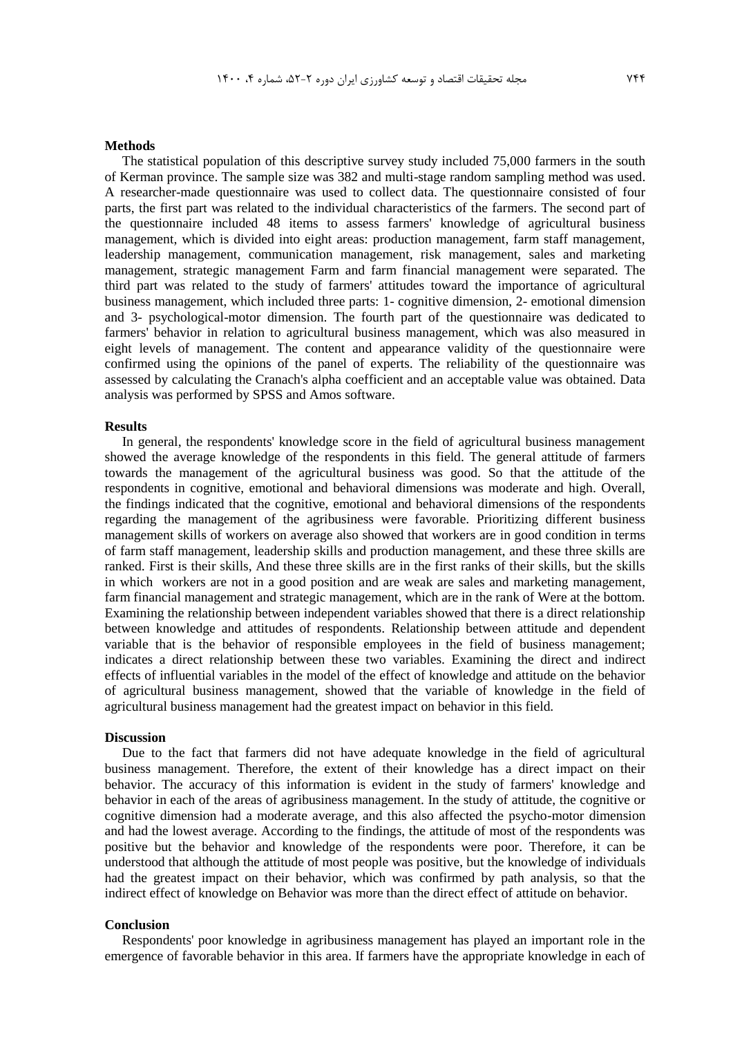### Methods

The statistical population of this descriptive survey study included 75,000 farmers in the south of Kerman province. The sample size was 382 and multi-stage random sampling method was used. A researcher-made questionnaire was used to collect data. The questionnaire consisted of four parts, the first part was related to the individual characteristics of the farmers. The second part of the questionnaire included 48 items to assess farmers' knowledge of agricultural business management, which is divided into eight areas: production management, farm staff management, leadership management, communication management, risk management, sales and marketing management, strategic management Farm and farm financial management were separated. The third part was related to the study of farmers' attitudes toward the importance of agricultural business management, which included three parts: 1- cognitive dimension, 2- emotional dimension and 3- psychological-motor dimension. The fourth part of the questionnaire was dedicated to farmers' behavior in relation to agricultural business management, which was also measured in eight levels of management. The content and appearance validity of the questionnaire were confirmed using the opinions of the panel of experts. The reliability of the questionnaire was assessed by calculating the Cranach's alpha coefficient and an acceptable value was obtained. Data analysis was performed by SPSS and Amos software.

### Results

In general, the respondents' knowledge score in the field of agricultural business management showed the average knowledge of the respondents in this field. The general attitude of farmers towards the management of the agricultural business was good. So that the attitude of the respondents in cognitive, emotional and behavioral dimensions was moderate and high. Overall, the findings indicated that the cognitive, emotional and behavioral dimensions of the respondents regarding the management of the agribusiness were favorable. Prioritizing different business management skills of workers on average also showed that workers are in good condition in terms of farm staff management, leadership skills and production management, and these three skills are ranked. First is their skills, And these three skills are in the first ranks of their skills, but the skills in which workers are not in a good position and are weak are sales and marketing management, farm financial management and strategic management, which are in the rank of Were at the bottom. Examining the relationship between independent variables showed that there is a direct relationship between knowledge and attitudes of respondents. Relationship between attitude and dependent variable that is the behavior of responsible employees in the field of business management; indicates a direct relationship between these two variables. Examining the direct and indirect effects of influential variables in the model of the effect of knowledge and attitude on the behavior of agricultural business management, showed that the variable of knowledge in the field of agricultural business management had the greatest impact on behavior in this field.

### Discussion

Due to the fact that farmers did not have adequate knowledge in the field of agricultural business management. Therefore, the extent of their knowledge has a direct impact on their behavior. The accuracy of this information is evident in the study of farmers' knowledge and behavior in each of the areas of agribusiness management. In the study of attitude, the cognitive or cognitive dimension had a moderate average, and this also affected the psycho-motor dimension and had the lowest average. According to the findings, the attitude of most of the respondents was positive but the behavior and knowledge of the respondents were poor. Therefore, it can be understood that although the attitude of most people was positive, but the knowledge of individuals had the greatest impact on their behavior, which was confirmed by path analysis, so that the indirect effect of knowledge on Behavior was more than the direct effect of attitude on behavior.

### Conclusion

Respondents' poor knowledge in agribusiness management has played an important role in the emergence of favorable behavior in this area. If farmers have the appropriate knowledge in each of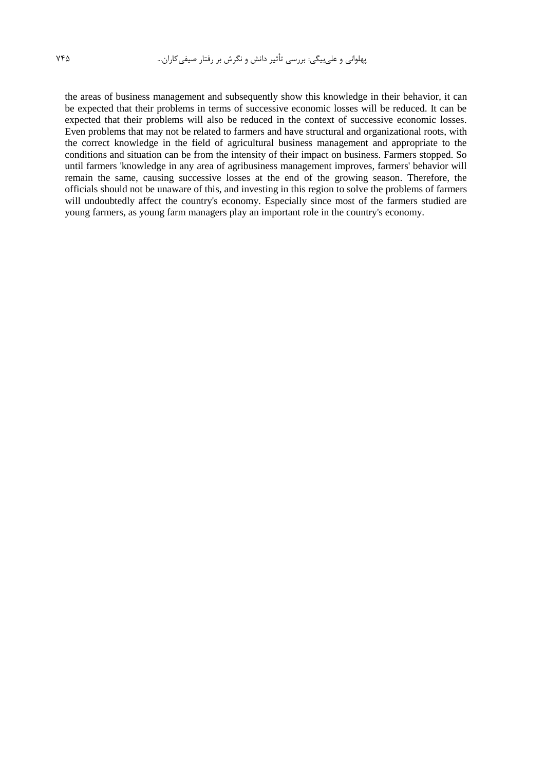the areas of business management and subsequently show this knowledge in their behavior, it can be expected that their problems in terms of successive economic losses will be reduced. It can be expected that their problems will also be reduced in the context of successive economic losses. Even problems that may not be related to farmers and have structural and organizational roots, with the correct knowledge in the field of agricultural business management and appropriate to the conditions and situation can be from the intensity of their impact on business. Farmers stopped. So until farmers 'knowledge in any area of agribusiness management improves, farmers' behavior will remain the same, causing successive losses at the end of the growing season. Therefore, the officials should not be unaware of this, and investing in this region to solve the problems of farmers will undoubtedly affect the country's economy. Especially since most of the farmers studied are young farmers, as young farm managers play an important role in the country's economy.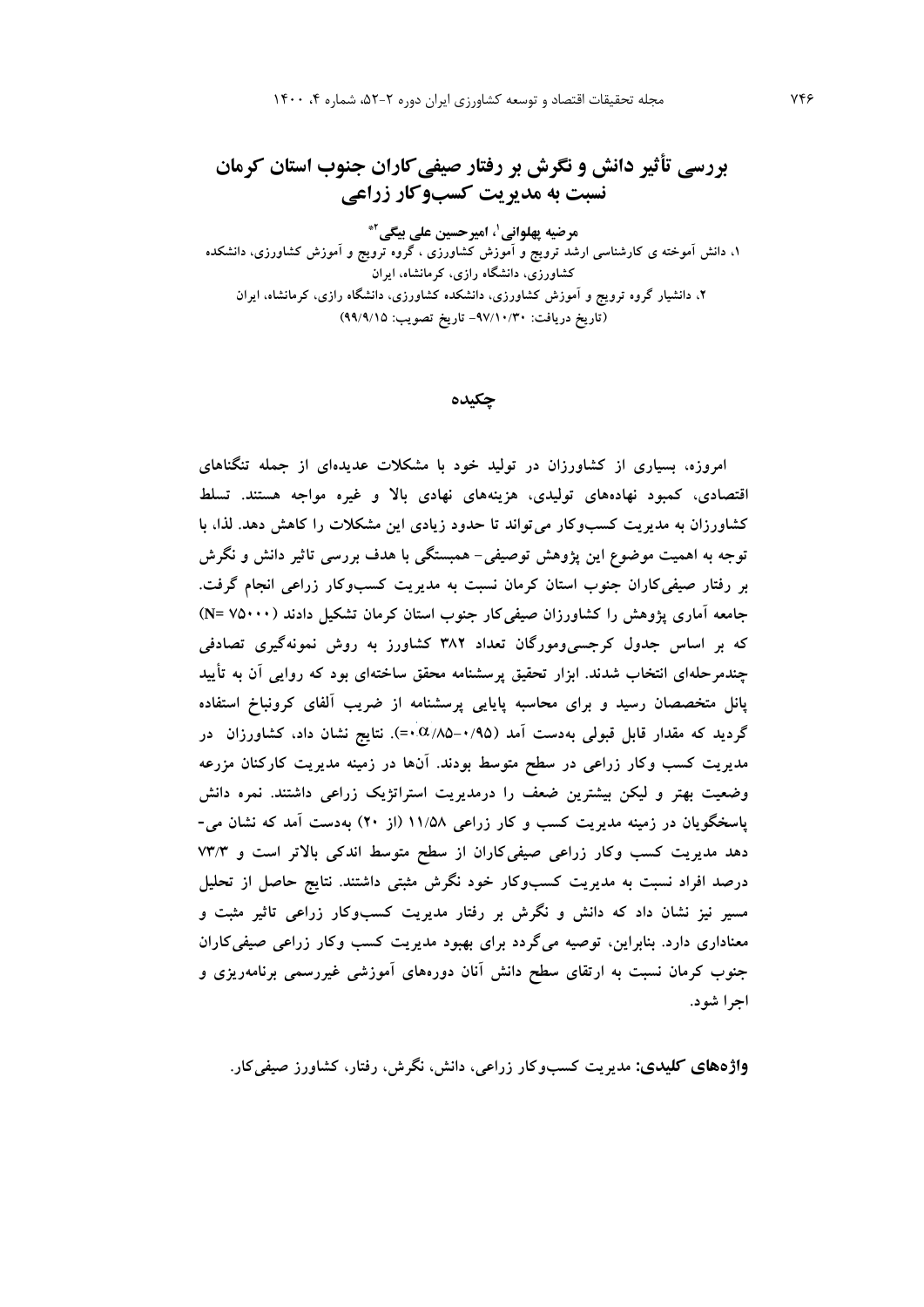# بررسی تأثیر دانش و نگرش بر رفتار صیفی‌کاران جنوب استان کرمان نسبت به مدیریت کسب‌وکار زراعی

**مرضیه پهلوانی[1]، امیرحسین علی بیگی[2*]**

۱، دانش آموخته ی کارشناسی ارشد ترویج و آموزش کشاورزی ، گروه ترویج و آموزش کشاورزی، دانشکده کشاورزی، دانشگاه رازی، کرمانشاه، ایران

۲، دانشیار گروه ترویج و آموزش کشاورزی، دانشکده کشاورزی، دانشگاه رازی، کرمانشاه، ایران

(تاریخ دریافت: ۹۷/۱۰/۳۰- تاریخ تصویب: ۹۹/۹/۱۵)

## چکیده

امروزه، بسیاری از کشاورزان در تولید خود با مشکلات عدیده‌ای از جمله تنگناهای اقتصادی، کمبود نهاده‌های تولیدی، هزینه‌های نهادی بالا و غیره مواجه هستند. تسلط کشاورزان به مدیریت کسب‌وکار می‌تواند تا حدود زیادی این مشکلات را کاهش دهد. لذا، با توجه به اهمیت موضوع این پژوهش توصیفی- همبستگی با هدف بررسی تاثیر دانش و نگرش بر رفتار صیفی‌کاران جنوب استان کرمان نسبت به مدیریت کسب‌وکار زراعی انجام گرفت. جامعه آماری پژوهش را کشاورزان صیفی‌کار جنوب استان کرمان تشکیل دادند (N= ۷۵۰۰۰) که بر اساس جدول کرجسی‌ومورگان تعداد ۳۸۲ کشاورز به روش نمونه‌گیری تصادفی چندمرحله‌ای انتخاب شدند. ابزار تحقیق پرسشنامه محقق ساخته‌ای بود که روایی آن به تأیید پانل متخصصان رسید و برای محاسبه پایایی پرسشنامه از ضریب آلفای کرونباخ استفاده گردید که مقدار قابل قبولی به‌دست آمد ($\alpha$=۰/۸۵-۰/۹۵). نتایج نشان داد، کشاورزان در مدیریت کسب وکار زراعی در سطح متوسط بودند. آن‌ها در زمینه مدیریت کارکنان مزرعه وضعیت بهتر و لیکن بیشترین ضعف را درمدیریت استراتژیک زراعی داشتند. نمره دانش پاسخگویان در زمینه مدیریت کسب و کار زراعی ۱۱/۵۸ (از ۲۰) به‌دست آمد که نشان می‌دهد مدیریت کسب وکار زراعی صیفی‌کاران از سطح متوسط اندکی بالاتر است و ۷۳/۳ درصد افراد نسبت به مدیریت کسب‌وکار خود نگرش مثبتی داشتند. نتایج حاصل از تحلیل مسیر نیز نشان داد که دانش و نگرش بر رفتار مدیریت کسب‌وکار زراعی تاثیر مثبت و معناداری دارد. بنابراین، توصیه می‌گردد برای بهبود مدیریت کسب وکار زراعی صیفی‌کاران جنوب کرمان نسبت به ارتقای سطح دانش آنان دوره‌های آموزشی غیررسمی برنامه‌ریزی و اجرا شود.

**واژه‌های کلیدی:** مدیریت کسب‌وکار زراعی، دانش، نگرش، رفتار، کشاورز صیفی‌کار.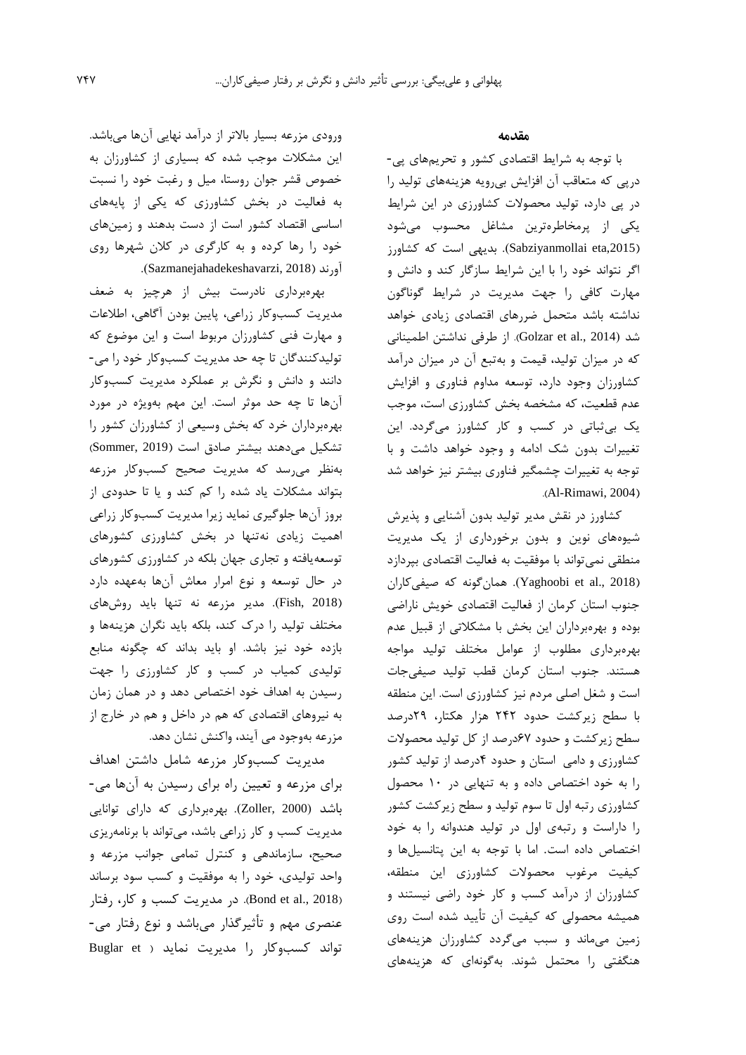## مقدمه

با توجه به شرایط اقتصادی کشور و تحریم‌های پی‌درپی که متعاقب آن افزایش بی‌رویه هزینه‌های تولید را در پی دارد، تولید محصولات کشاورزی در این شرایط یکی از پرمخاطره‌ترین مشاغل محسوب می‌شود (Sabziyanmollai eta,2015). بدیهی است که کشاورز اگر نتواند خود را با این شرایط سازگار کند و دانش و مهارت کافی را جهت مدیریت در شرایط گوناگون نداشته باشد متحمل ضررهای اقتصادی زیادی خواهد شد (Golzar et al., 2014). از طرفی نداشتن اطمینانی که در میزان تولید، قیمت و به‌تبع آن در میزان درآمد کشاورزان وجود دارد، توسعه مداوم فناوری و افزایش عدم قطعیت، که مشخصه بخش کشاورزی است، موجب یک بی‌ثباتی در کسب و کار کشاورز می‌گردد. این تغییرات بدون شک ادامه و وجود خواهد داشت و با توجه به تغییرات چشمگیر فناوری بیشتر نیز خواهد شد (Al-Rimawi, 2004).

کشاورز در نقش مدیر تولید بدون آشنایی و پذیرش شیوه‌های نوین و بدون برخورداری از یک مدیریت منطقی نمی‌تواند با موفقیت به فعالیت اقتصادی بپردازد (Yaghoobi et al., 2018). همان‌گونه که صیفی‌کاران جنوب استان کرمان از فعالیت اقتصادی خویش ناراضی بوده و بهره‌برداران این بخش با مشکلاتی از قبیل عدم بهره‌برداری مطلوب از عوامل مختلف تولید مواجه هستند. جنوب استان کرمان قطب تولید صیفی‌جات است و شغل اصلی مردم نیز کشاورزی است. این منطقه با سطح زیرکشت حدود ۲۴۲ هزار هکتار، ۲۹درصد سطح زیرکشت و حدود ۶۷درصد از کل تولید محصولات کشاورزی و دامی استان و حدود ۴درصد از تولید کشور را به خود اختصاص داده و به تنهایی در ۱۰ محصول کشاورزی رتبه اول تا سوم تولید و سطح زیرکشت کشور را داراست و رتبه‌ی اول در تولید هندوانه را به خود اختصاص داده است. اما با توجه به این پتانسیل‌ها و کیفیت مرغوب محصولات کشاورزی این منطقه، کشاورزان از درآمد کسب و کار خود راضی نیستند و همیشه محصولی که کیفیت آن تأیید شده است روی زمین می‌ماند و سبب می‌گردد کشاورزان هزینه‌های هنگفتی را محتمل شوند. به‌گونه‌ای که هزینه‌های ورودی مزرعه بسیار بالاتر از درآمد نهایی آن‌ها می‌باشد. این مشکلات موجب شده که بسیاری از کشاورزان به خصوص قشر جوان روستا، میل و رغبت خود را نسبت به فعالیت در بخش کشاورزی که یکی از پایه‌های اساسی اقتصاد کشور است از دست بدهند و زمین‌های خود را رها کرده و به کارگری در کلان شهرها روی آورند (Sazmanejahadekeshavarzi, 2018).

بهره‌برداری نادرست بیش از هرچیز به ضعف مدیریت کسب‌وکار زراعی، پایین بودن آگاهی، اطلاعات و مهارت فنی کشاورزان مربوط است و این موضوع که تولیدکنندگان تا چه حد مدیریت کسب‌وکار خود را می‌دانند و دانش و نگرش بر عملکرد مدیریت کسب‌وکار آن‌ها تا چه حد موثر است. این مهم به‌ویژه در مورد بهره‌برداران خرد که بخش وسیعی از کشاورزان کشور را تشکیل می‌دهند بیشتر صادق است (Sommer, 2019) به‌نظر می‌رسد که مدیریت صحیح کسب‌وکار مزرعه بتواند مشکلات یاد شده را کم کند و یا تا حدودی از بروز آن‌ها جلوگیری نماید زیرا مدیریت کسب‌وکار زراعی اهمیت زیادی نه‌تنها در بخش کشاورزی کشورهای توسعه‌یافته و تجاری جهان بلکه در کشاورزی کشورهای در حال توسعه و نوع امرار معاش آن‌ها به‌عهده دارد (Fish, 2018). مدیر مزرعه نه تنها باید روش‌های مختلف تولید را درک کند، بلکه باید نگران هزینه‌ها و بازده خود نیز باشد. او باید بداند که چگونه منابع تولیدی کمیاب در کسب و کار کشاورزی را جهت رسیدن به اهداف خود اختصاص دهد و در همان زمان به نیروهای اقتصادی که هم در داخل و هم در خارج از مزرعه به‌وجود می آیند، واکنش نشان دهد.

مدیریت کسب‌وکار مزرعه شامل داشتن اهداف برای مزرعه و تعیین راه برای رسیدن به آن‌ها می‌باشد (Zoller, 2000). بهره‌برداری که دارای توانایی مدیریت کسب و کار زراعی باشد، می‌تواند با برنامه‌ریزی صحیح، سازماندهی و کنترل تمامی جوانب مزرعه و واحد تولیدی، خود را به موفقیت و کسب سود برساند (Bond et al., 2018). در مدیریت کسب و کار، رفتار عنصری مهم و تأثیرگذار می‌باشد و نوع رفتار می‌تواند کسب‌وکار را مدیریت نماید ( Buglar et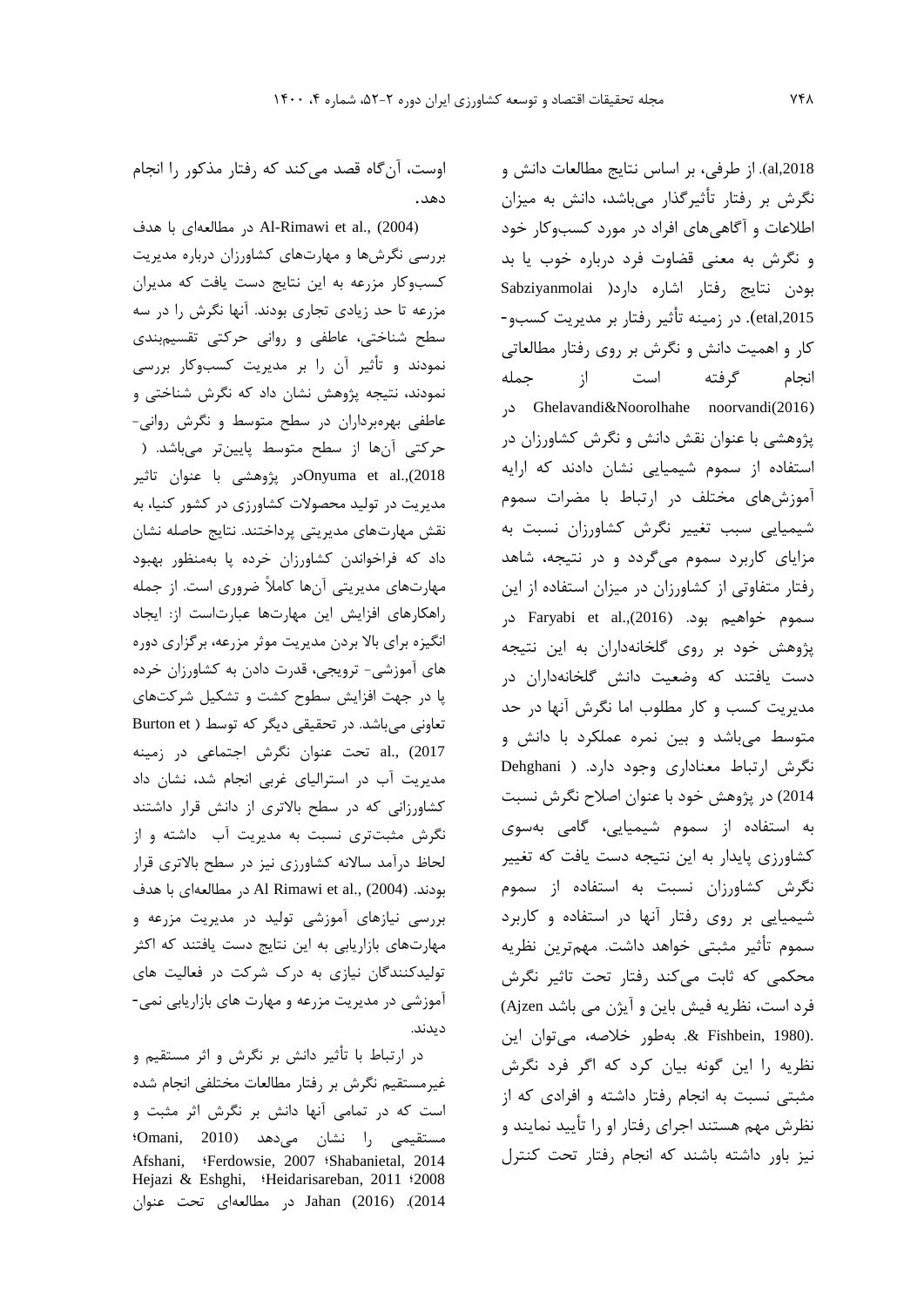al,2018). از طرفی، بر اساس نتایج مطالعات دانش و نگرش بر رفتار تأثیرگذار می‌باشد، دانش به میزان اطلاعات و آگاهی‌های افراد در مورد کسب‌وکار خود و نگرش به معنی قضاوت فرد درباره خوب یا بد بودن نتایج رفتار اشاره دارد( Sabziyanmolai etal,2015). در زمینه تأثیر رفتار بر مدیریت کسب‌و-کار و اهمیت دانش و نگرش بر روی رفتار مطالعاتی انجام گرفته است از جمله Ghelavandi&Noorolhahe noorvandi(2016) در پژوهشی با عنوان نقش دانش و نگرش کشاورزان در استفاده از سموم شیمیایی نشان دادند که ارایه آموزش‌های مختلف در ارتباط با مضرات سموم شیمیایی سبب تغییر نگرش کشاورزان نسبت به مزایای کاربرد سموم می‌گردد و در نتیجه، شاهد رفتار متفاوتی از کشاورزان در میزان استفاده از این سموم خواهیم بود. Faryabi et al.,(2016) در پژوهش خود بر روی گلخانه‌داران به این نتیجه دست یافتند که وضعیت دانش گلخانه‌داران در مدیریت کسب و کار مطلوب اما نگرش آنها در حد متوسط می‌باشد و بین نمره عملکرد با دانش و نگرش ارتباط معناداری وجود دارد. ( Dehghani 2014) در پژوهش خود با عنوان اصلاح نگرش نسبت به استفاده از سموم شیمیایی، گامی به‌سوی کشاورزی پایدار به این نتیجه دست یافت که تغییر نگرش کشاورزان نسبت به استفاده از سموم شیمیایی بر روی رفتار آنها در استفاده و کاربرد سموم تأثیر مثبتی خواهد داشت. مهم‌ترین نظریه محکمی که ثابت می‌کند رفتار تحت تاثیر نگرش فرد است، نظریه فیش باین و آیژن می باشد Ajzen) .& Fishbein, 1980). به‌طور خلاصه، می‌توان این نظریه را این گونه بیان کرد که اگر فرد نگرش مثبتی نسبت به انجام رفتار داشته و افرادی که از نظرش مهم هستند اجرای رفتار او را تأیید نمایند و نیز باور داشته باشد که انجام رفتار تحت کنترل اوست، آن‌گاه قصد می‌کند که رفتار مذکور را انجام دهد.

Al-Rimawi et al., (2004) در مطالعه‌ای با هدف بررسی نگرش‌ها و مهارت‌های کشاورزان درباره مدیریت کسب‌وکار مزرعه به این نتایج دست یافت که مدیران مزرعه تا حد زیادی تجاری بودند. آنها نگرش را در سه سطح شناختی، عاطفی و روانی حرکتی تقسیم‌بندی نمودند و تأثیر آن را بر مدیریت کسب‌وکار بررسی نمودند، نتیجه پژوهش نشان داد که نگرش شناختی و عاطفی بهره‌برداران در سطح متوسط و نگرش روانی-حرکتی آن‌ها از سطح متوسط پایین‌تر می‌باشد. ( Onyuma et al.,2018)در پژوهشی با عنوان تاثیر مدیریت در تولید محصولات کشاورزی در کشور کنیا، به نقش مهارت‌های مدیریتی پرداختند. نتایج حاصله نشان داد که فراخواندن کشاورزان خرده پا به‌منظور بهبود مهارت‌های مدیریتی آن‌ها کاملاً ضروری است. از جمله راهکارهای افزایش این مهارت‌ها عبارت‌است از: ایجاد انگیزه برای بالا بردن مدیریت موثر مزرعه، برگزاری دوره های آموزشی- ترویجی، قدرت دادن به کشاورزان خرده پا در جهت افزایش سطوح کشت و تشکیل شرکت‌های تعاونی می‌باشد. در تحقیقی دیگر که توسط ( Burton et al., 2017) تحت عنوان نگرش اجتماعی در زمینه مدیریت آب در استرالیای غربی انجام شد، نشان داد کشاورزانی که در سطح بالاتری از دانش قرار داشتند نگرش مثبت‌تری نسبت به مدیریت آب داشته و از لحاظ درآمد سالانه کشاورزی نیز در سطح بالاتری قرار بودند. Al Rimawi et al., (2004) در مطالعه‌ای با هدف بررسی نیازهای آموزشی تولید در مدیریت مزرعه و مهارت‌های بازاریابی به این نتایج دست یافتند که اکثر تولیدکنندگان نیازی به درک شرکت در فعالیت های آموزشی در مدیریت مزرعه و مهارت های بازاریابی نمی-دیدند.

در ارتباط با تأثیر دانش بر نگرش و اثر مستقیم و غیرمستقیم نگرش بر رفتار مطالعات مختلفی انجام شده است که در تمامی آنها دانش بر نگرش اثر مثبت و مستقیمی را نشان می‌دهد (Omani, 2010؛ Afshani, ؛Ferdowsie, 2007 ؛Shabanietal, 2014 Hejazi & Eshghi, ؛Heidarisareban, 2011 ؛2008 2014). Jahan (2016) در مطالعه‌ای تحت عنوان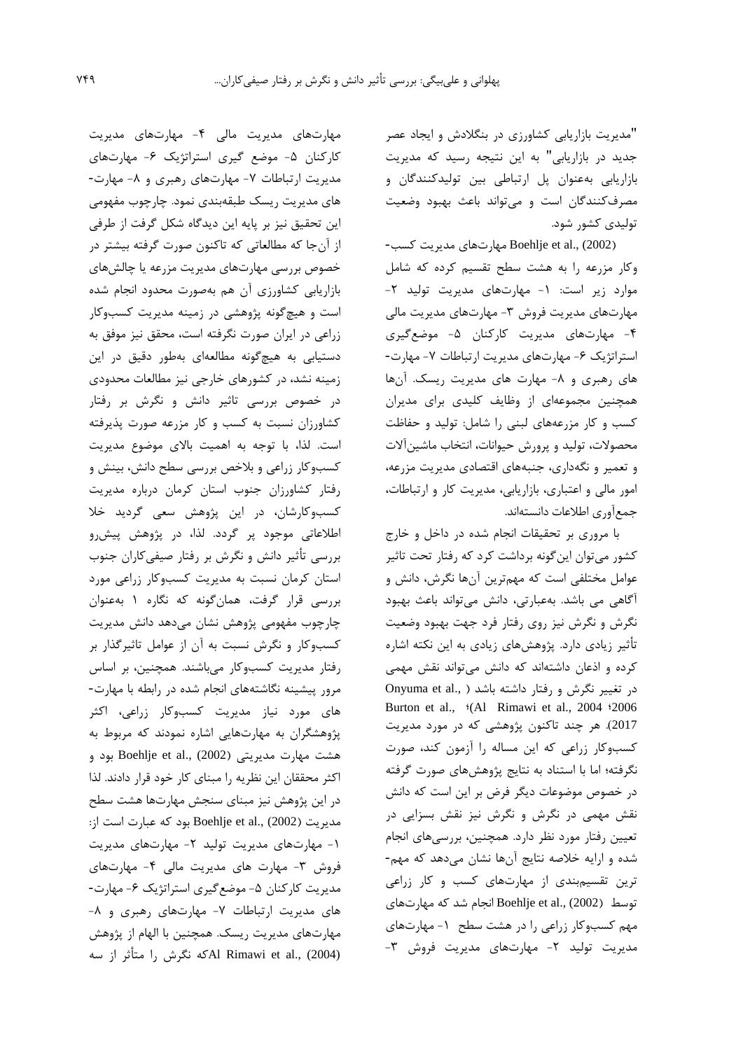"مدیریت بازاریابی کشاورزی در بنگلادش و ایجاد عصر جدید در بازاریابی" به این نتیجه رسید که مدیریت بازاریابی به‌عنوان پل ارتباطی بین تولیدکنندگان و مصرف‌کنندگان است و می‌تواند باعث بهبود وضعیت تولیدی کشور شود.

Boehlje et al., (2002) مهارت‌های مدیریت کسب‌وکار مزرعه را به هشت سطح تقسیم کرده که شامل موارد زیر است: ۱- مهارت‌های مدیریت تولید ۲- مهارت‌های مدیریت فروش ۳- مهارت‌های مدیریت مالی ۴- مهارت‌های مدیریت کارکنان ۵- موضع‌گیری استراتژیک ۶- مهارت‌های مدیریت ارتباطات ۷- مهارت‌های رهبری و ۸- مهارت های مدیریت ریسک. آن‌ها همچنین مجموعه‌ای از وظایف کلیدی برای مدیران کسب و کار مزرعه‌های لبنی را شامل: تولید و حفاظت محصولات، تولید و پرورش حیوانات، انتخاب ماشین‌آلات و تعمیر و نگه‌داری، جنبه‌های اقتصادی مدیریت مزرعه، امور مالی و اعتباری، بازاریابی، مدیریت کار و ارتباطات، جمع‌آوری اطلاعات دانسته‌اند.

با مروری بر تحقیقات انجام شده در داخل و خارج کشور می‌توان این‌گونه برداشت کرد که رفتار تحت تاثیر عوامل مختلفی است که مهم‌ترین آن‌ها نگرش، دانش و آگاهی می باشد. به‌عبارتی، دانش می‌تواند باعث بهبود نگرش و نگرش نیز روی رفتار فرد جهت بهبود وضعیت تأثیر زیادی دارد. پژوهش‌های زیادی به این نکته اشاره کرده و اذعان داشته‌اند که دانش می‌تواند نقش مهمی در تغییر نگرش و رفتار داشته باشد (Onyuma et al., 2006؛ Al Rimawi et al., 2004؛ Burton et al., 2017). هر چند تاکنون پژوهشی که در مورد مدیریت کسب‌وکار زراعی که این مساله را آزمون کند، صورت نگرفته؛ اما با استناد به نتایج پژوهش‌های صورت گرفته در خصوص موضوعات دیگر فرض بر این است که دانش نقش مهمی در نگرش و نگرش نیز نقش بسزایی در تعیین رفتار مورد نظر دارد. همچنین، بررسی‌های انجام شده و ارایه خلاصه نتایج آن‌ها نشان می‌دهد که مهم‌ترین تقسیم‌بندی از مهارت‌های کسب و کار زراعی توسط Boehlje et al., (2002) انجام شد که مهارت‌های مهم کسب‌وکار زراعی را در هشت سطح ۱- مهارت‌های مدیریت تولید ۲- مهارت‌های مدیریت فروش ۳- مهارت‌های مدیریت مالی ۴- مهارت‌های مدیریت کارکنان ۵- موضع گیری استراتژیک ۶- مهارت‌های مدیریت ارتباطات ۷- مهارت‌های رهبری و ۸- مهارت‌های مدیریت ریسک طبقه‌بندی نمود. چارچوب مفهومی این تحقیق نیز بر پایه این دیدگاه شکل گرفت از طرفی از آن‌جا که مطالعاتی که تاکنون صورت گرفته بیشتر در خصوص بررسی مهارت‌های مدیریت مزرعه یا چالش‌های بازاریابی کشاورزی آن هم به‌صورت محدود انجام شده است و هیچ‌گونه پژوهشی در زمینه مدیریت کسب‌وکار زراعی در ایران صورت نگرفته است، محقق نیز موفق به دستیابی به هیچ‌گونه مطالعه‌ای به‌طور دقیق در این زمینه نشد، در کشورهای خارجی نیز مطالعات محدودی در خصوص بررسی تاثیر دانش و نگرش بر رفتار کشاورزان نسبت به کسب و کار مزرعه صورت پذیرفته است. لذا، با توجه به اهمیت بالای موضوع مدیریت کسب‌وکار زراعی و بلاخص بررسی سطح دانش، بینش و رفتار کشاورزان جنوب استان کرمان درباره مدیریت کسب‌وکارشان، در این پژوهش سعی گردید خلا اطلاعاتی موجود پر گردد. لذا، در پژوهش پیش‌رو بررسی تأثیر دانش و نگرش بر رفتار صیفی‌کاران جنوب استان کرمان نسبت به مدیریت کسب‌وکار زراعی مورد بررسی قرار گرفت، همان‌گونه که نگاره ۱ به‌عنوان چارچوب مفهومی پژوهش نشان می‌دهد دانش مدیریت کسب‌وکار و نگرش نسبت به آن از عوامل تاثیرگذار بر رفتار مدیریت کسب‌وکار می‌باشند. همچنین، بر اساس مرور پیشینه نگاشته‌های انجام شده در رابطه با مهارت‌های مورد نیاز مدیریت کسب‌وکار زراعی، اکثر پژوهشگران به مهارت‌هایی اشاره نمودند که مربوط به هشت مهارت مدیریتی Boehlje et al., (2002) بود و اکثر محققان این نظریه را مبنای کار خود قرار دادند. لذا در این پژوهش نیز مبنای سنجش مهارت‌ها هشت سطح مدیریت Boehlje et al., (2002) بود که عبارت است از: ۱- مهارت‌های مدیریت تولید ۲- مهارت‌های مدیریت فروش ۳- مهارت های مدیریت مالی ۴- مهارت‌های مدیریت کارکنان ۵- موضع‌گیری استراتژیک ۶- مهارت‌های مدیریت ارتباطات ۷- مهارت‌های رهبری و ۸- مهارت‌های مدیریت ریسک. همچنین با الهام از پژوهش Al Rimawi et al., (2004)که نگرش را متأثر از سه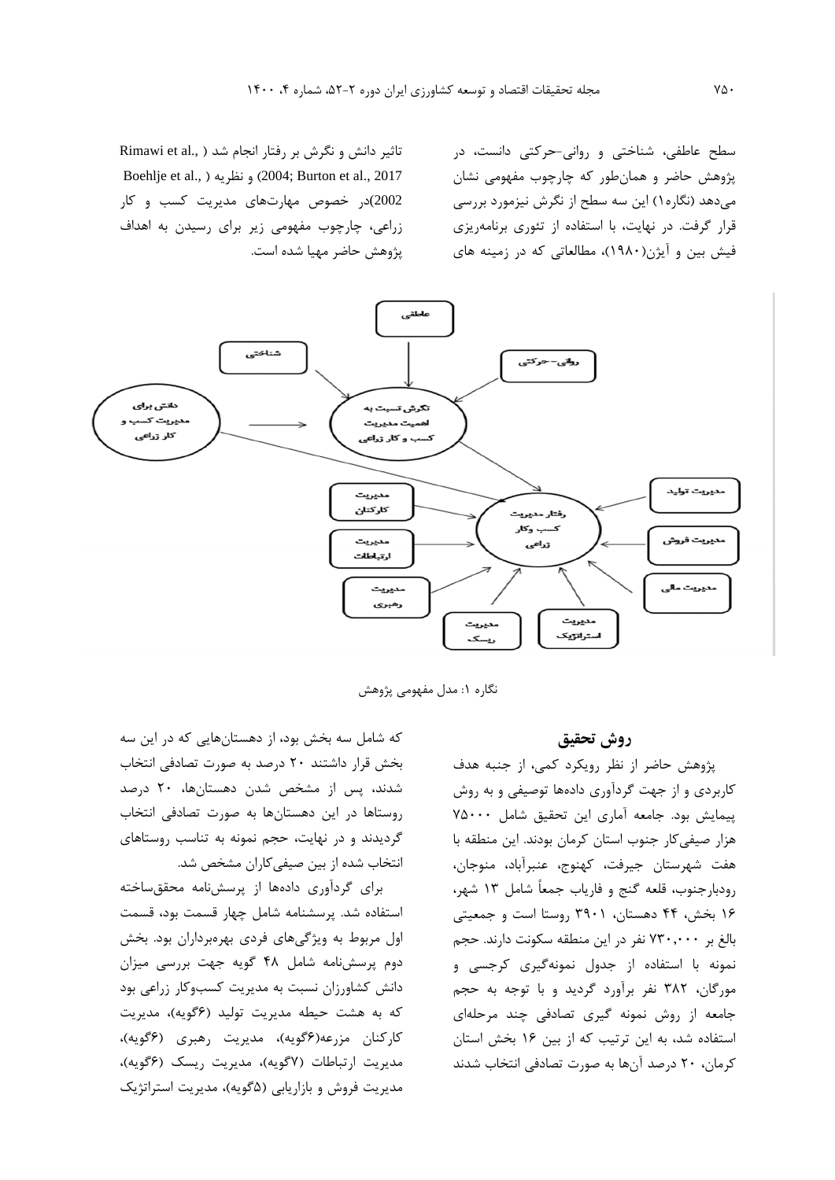سطح عاطفی، شناختی و روانی-حرکتی دانست، در پژوهش حاضر و همان‌طور که چارچوب مفهومی نشان می‌دهد (نگاره۱) این سه سطح از نگرش نیزمورد بررسی قرار گرفت. در نهایت، با استفاده از تئوری برنامه‌ریزی فیش بین و آیژن(۱۹۸۰)، مطالعاتی که در زمینه های تاثیر دانش و نگرش بر رفتار انجام شد ( Rimawi et al., 2004; Burton et al., 2017) و نظریه ( Boehlje et al., 2002)در خصوص مهارت‌های مدیریت کسب و کار زراعی، چارچوب مفهومی زیر برای رسیدن به اهداف پژوهش حاضر مهیا شده است.

نگاره ۱: مدل مفهومی پژوهش

## روش تحقیق

پژوهش حاضر از نظر رویکرد کمی، از جنبه هدف کاربردی و از جهت گردآوری داده‌ها توصیفی و به روش پیمایش بود. جامعه آماری این تحقیق شامل ۷۵۰۰۰ هزار صیفی‌کار جنوب استان کرمان بودند. این منطقه با هفت شهرستان جیرفت، کهنوج، عنبرآباد، منوجان، رودبارجنوب، قلعه گنج و فاریاب جمعاً شامل ۱۳ شهر، ۱۶ بخش، ۴۴ دهستان، ۳۹۰۱ روستا است و جمعیتی بالغ بر ۷۳۰,۰۰۰ نفر در این منطقه سکونت دارند. حجم نمونه با استفاده از جدول نمونه‌گیری کرجسی و مورگان، ۳۸۲ نفر برآورد گردید و با توجه به حجم جامعه از روش نمونه گیری تصادفی چند مرحله‌ای استفاده شد، به این ترتیب که از بین ۱۶ بخش استان کرمان، ۲۰ درصد آن‌ها به صورت تصادفی انتخاب شدند که شامل سه بخش بود، از دهستان‌هایی که در این سه بخش قرار داشتند ۲۰ درصد به صورت تصادفی انتخاب شدند، پس از مشخص شدن دهستان‌ها، ۲۰ درصد روستاها در این دهستان‌ها به صورت تصادفی انتخاب گردیدند و در نهایت، حجم نمونه به تناسب روستاهای انتخاب شده از بین صیفی‌کاران مشخص شد.

برای گردآوری داده‌ها از پرسش‌نامه محقق‌ساخته استفاده شد. پرسشنامه شامل چهار قسمت بود، قسمت اول مربوط به ویژگی‌های فردی بهره‌برداران بود. بخش دوم پرسش‌نامه شامل ۴۸ گویه جهت بررسی میزان دانش کشاورزان نسبت به مدیریت کسب‌وکار زراعی بود که به هشت حیطه مدیریت تولید (۶گویه)، مدیریت کارکنان مزرعه(۶گویه)، مدیریت رهبری (۶گویه)، مدیریت ارتباطات (۷گویه)، مدیریت ریسک (۶گویه)، مدیریت فروش و بازاریابی (۵گویه)، مدیریت استراتژیک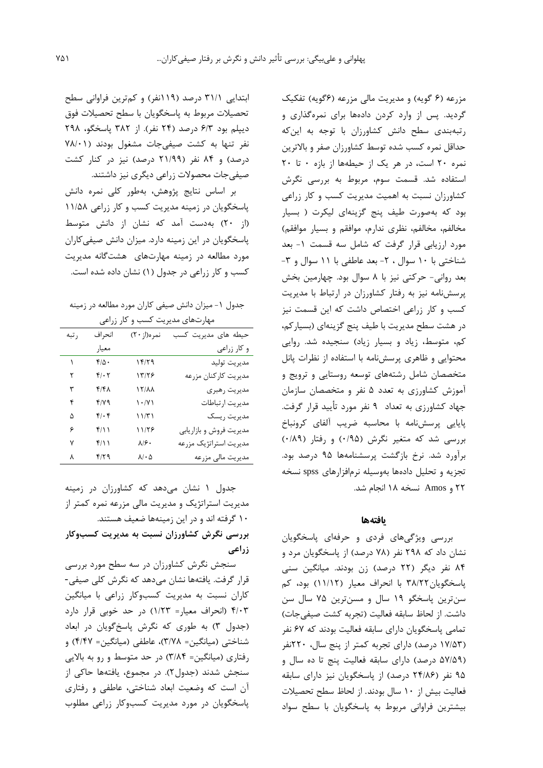مزرعه (۶ گویه) و مدیریت مالی مزرعه (۶گویه) تفکیک گردید. پس از وارد کردن داده‌ها برای نمره‌گذاری و رتبه‌بندی سطح دانش کشاورزان با توجه به این‌که حداقل نمره کسب شده توسط کشاورزان صفر و بالاترین نمره ۲۰ است، در هر یک از حیطه‌ها از بازه ۰ تا ۲۰ استفاده شد. قسمت سوم، مربوط به بررسی نگرش کشاورزان نسبت به اهمیت مدیریت کسب و کار زراعی بود که به‌صورت طیف پنج گزینه‌ای لیکرت ( بسیار مخالفم، مخالفم، نظری ندارم، موافقم و بسیار موافقم) مورد ارزیابی قرار گرفت که شامل سه قسمت ۱- بعد شناختی با ۱۰ سوال ، ۲- بعد عاطفی با ۱۱ سوال و ۳- بعد روانی- حرکتی نیز با ۸ سوال بود. چهارمین بخش پرسش‌نامه نیز به رفتار کشاورزان در ارتباط با مدیریت کسب و کار زراعی اختصاص داشت که این قسمت نیز در هشت سطح مدیریت با طیف پنج گزینه‌ای (بسیارکم، کم، متوسط، زیاد و بسیار زیاد) سنجیده شد. روایی محتوایی و ظاهری پرسش‌نامه با استفاده از نظرات پانل متخصصان شامل رشته‌های توسعه روستایی و ترویج و آموزش کشاورزی به تعدد ۵ نفر و متخصصان سازمان جهاد کشاورزی به تعداد ۹ نفر مورد تأیید قرار گرفت. پایایی پرسش‌نامه با محاسبه ضریب آلفای کرونباخ بررسی شد که متغیر نگرش (۰/۹۵) و رفتار (۰/۸۹) برآورد شد. نرخ بازگشت پرسشنامه‌ها ۹۵ درصد بود. تجزیه و تحلیل داده‌ها به‌وسیله نرم‌افزارهای spss نسخه ۲۲ و Amos نسخه ۱۸ انجام شد.

## یافته‌ها

بررسی ویژگی‌های فردی و حرفه‌ای پاسخگویان نشان داد که ۲۹۸ نفر (۷۸ درصد) از پاسخگویان مرد و ۸۴ نفر دیگر (۲۲ درصد) زن بودند. میانگین سنی پاسخگویان۳۸/۲۲ با انحراف معیار (۱۱/۱۲) بود، کم سن‌ترین پاسخگو ۱۹ سال و مسن‌ترین ۷۵ سال سن داشت. از لحاظ سابقه فعالیت (تجربه کشت صیفی‌جات) تمامی پاسخگویان دارای سابقه فعالیت بودند که ۶۷ نفر (۱۷/۵۳ درصد) دارای تجربه کمتر از پنج سال، ۲۲۰نفر (۵۷/۵۹ درصد) دارای سابقه فعالیت پنج تا ده سال و ۹۵ نفر (۲۴/۸۶ درصد) از پاسخگویان نیز دارای سابقه فعالیت بیش از ۱۰ سال بودند. از لحاظ سطح تحصیلات بیشترین فراوانی مربوط به پاسخگویان با سطح سواد ابتدایی ۳۱/۱ درصد (۱۱۹نفر) و کم‌ترین فراوانی سطح تحصیلات مربوط به پاسخگویان با سطح تحصیلات فوق دیپلم بود ۶/۳ درصد (۲۴ نفر). از ۳۸۲ پاسخگو، ۲۹۸ نفر تنها به کشت صیفی‌جات مشغول بودند (۷۸/۰۱ درصد) و ۸۴ نفر (۲۱/۹۹ درصد) نیز در کنار کشت صیفی‌جات محصولات زراعی دیگری نیز داشتند.

بر اساس نتایج پژوهش، به‌طور کلی نمره دانش پاسخگویان در زمینه مدیریت کسب و کار زراعی ۱۱/۵۸ (از ۲۰) به‌دست آمد که نشان از دانش متوسط پاسخگویان در این زمینه دارد. میزان دانش صیفی‌کاران مورد مطالعه در زمینه مهارت‌های هشت‌گانه مدیریت کسب و کار زراعی در جدول (۱) نشان داده شده است.

جدول ۱- میزان دانش صیفی کاران مورد مطالعه در زمینه مهارت‌های مدیریت کسب و کار زراعی

| حیطه های مدیریت کسب و کار زراعی | نمره(از ۲۰) | انحراف معیار | رتبه |
|---|---|---|---|
| مدیریت تولید | ۱۴/۲۹ | ۴/۵۰ | ۱ |
| مدیریت کارکنان مزرعه | ۱۳/۲۶ | ۴/۰۲ | ۲ |
| مدیریت رهبری | ۱۲/۸۸ | ۴/۴۸ | ۳ |
| مدیریت ارتباطات | ۱۰/۷۱ | ۴/۷۹ | ۴ |
| مدیریت ریسک | ۱۱/۳۱ | ۴/۰۴ | ۵ |
| مدیریت فروش و بازاریابی | ۱۱/۲۶ | ۴/۱۱ | ۶ |
| مدیریت استراتژیک مزرعه | ۸/۶۰ | ۴/۱۱ | ۷ |
| مدیریت مالی مزرعه | ۸/۰۵ | ۴/۲۹ | ۸ |

جدول ۱ نشان می‌دهد که کشاورزان در زمینه مدیریت استراتژیک و مدیریت مالی مزرعه نمره کمتر از ۱۰ گرفته اند و در این زمینه‌ها ضعیف هستند.

**بررسی نگرش کشاورزان نسبت به مدیریت کسب‌وکار زراعی**

سنجش نگرش کشاورزان در سه سطح مورد بررسی قرار گرفت. یافته‌ها نشان می‌دهد که نگرش کلی صیفی-کاران نسبت به مدیریت کسب‌وکار زراعی با میانگین ۴/۰۳ (انحراف معیار= ۱/۲۳) در حد خوبی قرار دارد (جدول ۳) به طوری که نگرش پاسخ‌گویان در ابعاد شناختی (میانگین= ۳/۷۸)، عاطفی (میانگین= ۴/۴۷) و رفتاری (میانگین= ۳/۸۴) در حد متوسط و رو به بالایی سنجش شدند (جدول۲). در مجموع، یافته‌ها حاکی از آن است که وضعیت ابعاد شناختی، عاطفی و رفتاری پاسخگویان در مورد مدیریت کسب‌وکار زراعی مطلوب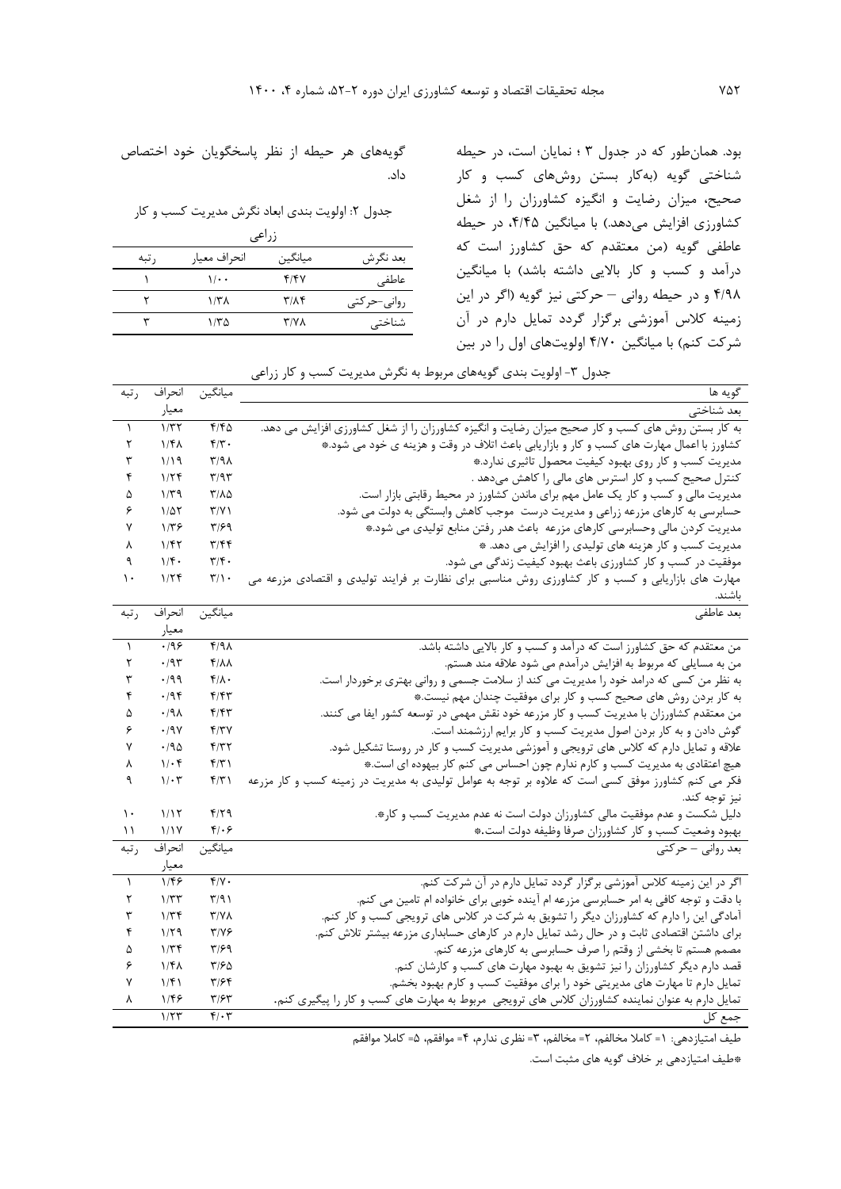بود. همان‌طور که در جدول ۳ ؛ نمایان است، در حیطه شناختی گویه (به‌کار بستن روش‌های کسب و کار صحیح، میزان رضایت و انگیزه کشاورزان را از شغل کشاورزی افزایش می‌دهد.) با میانگین ۴/۴۵، در حیطه عاطفی گویه (من معتقدم که حق کشاورز است که درآمد و کسب و کار بالایی داشته باشد) با میانگین ۴/۹۸ و در حیطه روانی – حرکتی نیز گویه (اگر در این زمینه کلاس آموزشی برگزار گردد تمایل دارم در آن شرکت کنم) با میانگین ۴/۷۰ اولویت‌های اول را در بین گویه‌های هر حیطه از نظر پاسخگویان خود اختصاص داد.

جدول ۲: اولویت بندی ابعاد نگرش مدیریت کسب و کار زراعی

| بعد نگرش | میانگین | انحراف معیار | رتبه |
|---|---|---|---|
| عاطفی | ۴/۴۷ | ۱/۰۰ | ۱ |
| روانی-حرکتی | ۳/۸۴ | ۱/۳۸ | ۲ |
| شناختی | ۳/۷۸ | ۱/۳۵ | ۳ |

جدول ۳- اولویت بندی گویه‌های مربوط به نگرش مدیریت کسب و کار زراعی

| گویه ها | میانگین | انحراف معیار | رتبه |
|---|---|---|---|
| **بعد شناختی** | | | |
| به کار بستن روش های کسب و کار صحیح میزان رضایت و انگیزه کشاورزان را از شغل کشاورزی افزایش می دهد. | ۴/۴۵ | ۱/۳۲ | ۱ |
| کشاورز با اعمال مهارت های کسب و کار و بازاریابی باعث اتلاف در وقت و هزینه ی خود می شود.* | ۴/۳۰ | ۱/۴۸ | ۲ |
| مدیریت کسب و کار روی بهبود کیفیت محصول تاثیری ندارد.* | ۳/۹۸ | ۱/۱۹ | ۳ |
| کنترل صحیح کسب و کار استرس های مالی را کاهش می‌دهد . | ۳/۹۳ | ۱/۲۴ | ۴ |
| مدیریت مالی و کسب و کار یک عامل مهم برای ماندن کشاورز در محیط رقابتی بازار است. | ۳/۸۵ | ۱/۳۹ | ۵ |
| حسابرسی به کارهای مزرعه زراعی و مدیریت درست موجب کاهش وابستگی به دولت می شود. | ۳/۷۱ | ۱/۵۲ | ۶ |
| مدیریت کردن مالی وحسابرسی کارهای مزرعه باعث هدر رفتن منابع تولیدی می شود.* | ۳/۶۹ | ۱/۳۶ | ۷ |
| مدیریت کسب و کار هزینه های تولیدی را افزایش می دهد. * | ۳/۴۴ | ۱/۴۲ | ۸ |
| موفقیت در کسب و کار کشاورزی باعث بهبود کیفیت زندگی می شود. | ۳/۴۰ | ۱/۴۰ | ۹ |
| مهارت های بازاریابی و کسب و کار کشاورزی روش مناسبی برای نظارت بر فرایند تولیدی و اقتصادی مزرعه می باشند. | ۳/۱۰ | ۱/۲۴ | ۱۰ |
| **بعد عاطفی** | **میانگین** | **انحراف معیار** | **رتبه** |
| من معتقدم که حق کشاورز است که درآمد و کسب و کار بالایی داشته باشد. | ۴/۹۸ | ۰/۹۶ | ۱ |
| من به مسایلی که مربوط به افزایش درآمدم می شود علاقه مند هستم. | ۴/۸۸ | ۰/۹۳ | ۲ |
| به نظر من کسی که درامد خود را مدیریت می کند از سلامت جسمی و روانی بهتری برخوردار است. | ۴/۸۰ | ۰/۹۹ | ۳ |
| به کار بردن روش های صحیح کسب و کار برای موفقیت چندان مهم نیست.* | ۴/۴۳ | ۰/۹۴ | ۴ |
| من معتقدم کشاورزان با مدیریت کسب و کار مزرعه خود نقش مهمی در توسعه کشور ایفا می کنند. | ۴/۴۳ | ۰/۹۸ | ۵ |
| گوش دادن و به کار بردن اصول مدیریت کسب و کار برایم ارزشمند است. | ۴/۳۷ | ۰/۹۷ | ۶ |
| علاقه و تمایل دارم که کلاس های ترویجی و آموزشی مدیریت کسب و کار در روستا تشکیل شود. | ۴/۳۲ | ۰/۹۵ | ۷ |
| هیچ اعتقادی به مدیریت کسب و کارم ندارم چون احساس می کنم کار بیهوده ای است.* | ۴/۳۱ | ۱/۰۴ | ۸ |
| فکر می کنم کشاورز موفق کسی است که علاوه بر توجه به عوامل تولیدی به مدیریت در زمینه کسب و کار مزرعه نیز توجه کند. | ۴/۳۱ | ۱/۰۳ | ۹ |
| دلیل شکست و عدم موفقیت مالی کشاورزان دولت است نه عدم مدیریت کسب و کار*. | ۴/۲۹ | ۱/۱۲ | ۱۰ |
| بهبود وضعیت کسب و کار کشاورزان صرفا وظیفه دولت است.* | ۴/۰۶ | ۱/۱۷ | ۱۱ |
| **بعد روانی – حرکتی** | **میانگین** | **انحراف معیار** | **رتبه** |
| اگر در این زمینه کلاس آموزشی برگزار گردد تمایل دارم در آن شرکت کنم. | ۴/۷۰ | ۱/۴۶ | ۱ |
| با دقت و توجه کافی به امر حسابرسی مزرعه ام آینده خوبی برای خانواده ام تامین می کنم. | ۳/۹۱ | ۱/۳۳ | ۲ |
| آمادگی این را دارم که کشاورزان دیگر را تشویق به شرکت در کلاس های ترویجی کسب و کار کنم. | ۳/۷۸ | ۱/۳۴ | ۳ |
| برای داشتن اقتصادی ثابت و در حال رشد تمایل دارم در کارهای حسابداری مزرعه بیشتر تلاش کنم. | ۳/۷۶ | ۱/۲۹ | ۴ |
| مصمم هستم تا بخشی از وقتم را صرف حسابرسی به کارهای مزرعه کنم. | ۳/۶۹ | ۱/۳۴ | ۵ |
| قصد دارم دیگر کشاورزان را نیز تشویق به بهبود مهارت های کسب و کارشان کنم. | ۳/۶۵ | ۱/۴۸ | ۶ |
| تمایل دارم تا مهارت های مدیریتی خود را برای موفقیت کسب و کارم بهبود بخشم. | ۳/۶۴ | ۱/۴۱ | ۷ |
| تمایل دارم به عنوان نماینده کشاورزان کلاس های ترویجی مربوط به مهارت های کسب و کار را پیگیری کنم. | ۳/۶۳ | ۱/۴۶ | ۸ |
| جمع کل | ۴/۰۳ | ۱/۲۳ | |

طیف امتیازدهی: ۱= کاملا مخالفم، ۲= مخالفم، ۳= نظری ندارم، ۴= موافقم، ۵= کاملا موافقم

*طیف امتیازدهی بر خلاف گویه های مثبت است.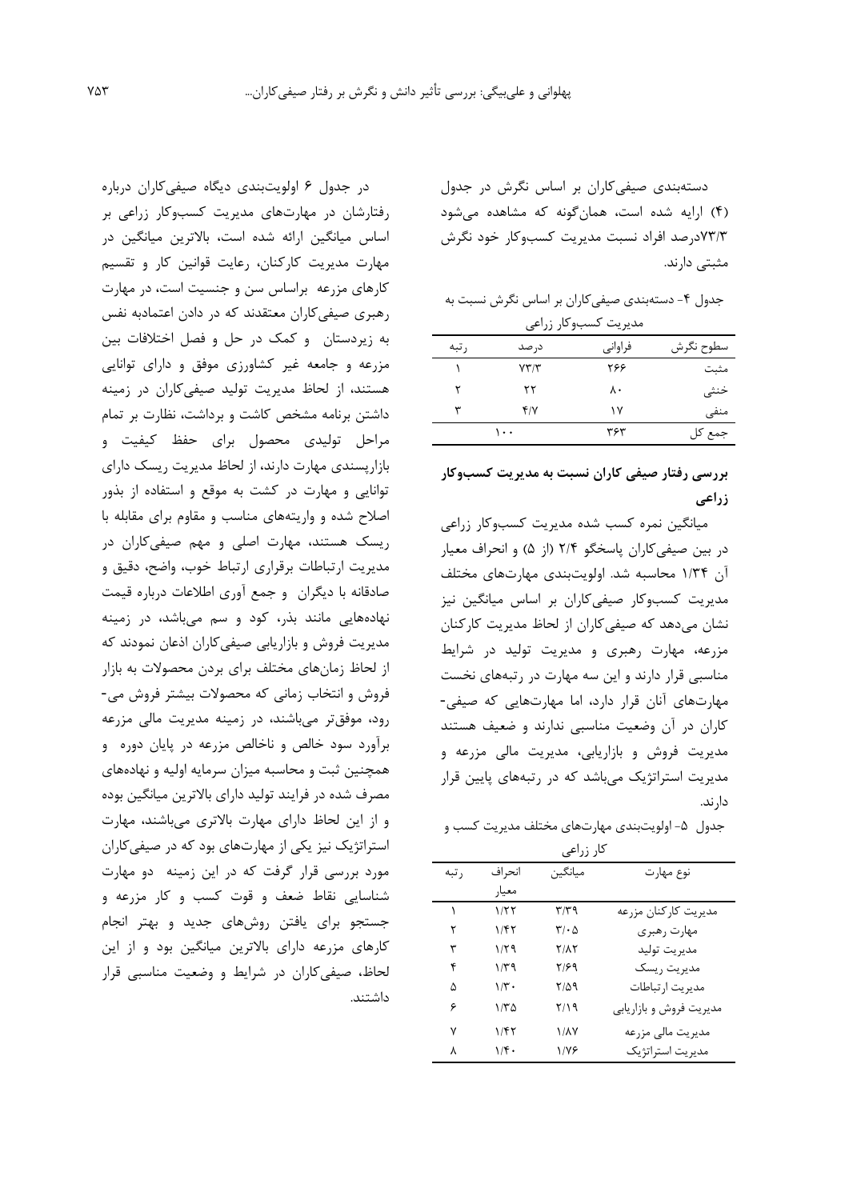دسته‌بندی صیفی‌کاران بر اساس نگرش در جدول (۴) ارایه شده است، همان‌گونه که مشاهده می‌شود ۷۳/۳درصد افراد نسبت مدیریت کسب‌وکار خود نگرش مثبتی دارند.

جدول ۴- دسته‌بندی صیفی‌کاران بر اساس نگرش نسبت به مدیریت کسب‌وکار زراعی

| سطوح نگرش | فراوانی | درصد | رتبه |
|---|---|---|---|
| مثبت | ۲۶۶ | ۷۳/۳ | ۱ |
| خنثی | ۸۰ | ۲۲ | ۲ |
| منفی | ۱۷ | ۴/۷ | ۳ |
| جمع کل | ۳۶۳ | ۱۰۰ | |

## بررسی رفتار صیفی کاران نسبت به مدیریت کسب‌وکار زراعی

میانگین نمره کسب شده مدیریت کسب‌وکار زراعی در بین صیفی‌کاران پاسخگو ۲/۴ (از ۵) و انحراف معیار آن ۱/۳۴ محاسبه شد. اولویت‌بندی مهارت‌های مختلف مدیریت کسب‌وکار صیفی‌کاران بر اساس میانگین نیز نشان می‌دهد که صیفی‌کاران از لحاظ مدیریت کارکنان مزرعه، مهارت رهبری و مدیریت تولید در شرایط مناسبی قرار دارند و این سه مهارت در رتبه‌های نخست مهارت‌های آنان قرار دارد، اما مهارت‌هایی که صیفی-کاران در آن وضعیت مناسبی ندارند و ضعیف هستند مدیریت فروش و بازاریابی، مدیریت مالی مزرعه و مدیریت استراتژیک می‌باشد که در رتبه‌های پایین قرار دارند.

جدول ۵- اولویت‌بندی مهارت‌های مختلف مدیریت کسب و کار زراعی

| نوع مهارت | میانگین | انحراف معیار | رتبه |
|---|---|---|---|
| مدیریت کارکنان مزرعه | ۳/۳۹ | ۱/۲۲ | ۱ |
| مهارت رهبری | ۳/۰۵ | ۱/۴۲ | ۲ |
| مدیریت تولید | ۲/۸۲ | ۱/۲۹ | ۳ |
| مدیریت ریسک | ۲/۶۹ | ۱/۳۹ | ۴ |
| مدیریت ارتباطات | ۲/۵۹ | ۱/۳۰ | ۵ |
| مدیریت فروش و بازاریابی | ۲/۱۹ | ۱/۳۵ | ۶ |
| مدیریت مالی مزرعه | ۱/۸۷ | ۱/۴۲ | ۷ |
| مدیریت استراتژیک | ۱/۷۶ | ۱/۴۰ | ۸ |

در جدول ۶ اولویت‌بندی دیگاه صیفی‌کاران درباره رفتارشان در مهارت‌های مدیریت کسب‌وکار زراعی بر اساس میانگین ارائه شده است، بالاترین میانگین در مهارت مدیریت کارکنان، رعایت قوانین کار و تقسیم کارهای مزرعه براساس سن و جنسیت است، در مهارت رهبری صیفی‌کاران معتقدند که در دادن اعتمادبه نفس به زیردستان و کمک در حل و فصل اختلافات بین مزرعه و جامعه غیر کشاورزی موفق و دارای توانایی هستند، از لحاظ مدیریت تولید صیفی‌کاران در زمینه داشتن برنامه مشخص کاشت و برداشت، نظارت بر تمام مراحل تولیدی محصول برای حفظ کیفیت و بازارپسندی مهارت دارند، از لحاظ مدیریت ریسک دارای توانایی و مهارت در کشت به موقع و استفاده از بذور اصلاح شده و واریته‌های مناسب و مقاوم برای مقابله با ریسک هستند، مهارت اصلی و مهم صیفی‌کاران در مدیریت ارتباطات برقراری ارتباط خوب، واضح، دقیق و صادقانه با دیگران و جمع آوری اطلاعات درباره قیمت نهاده‌هایی مانند بذر، کود و سم می‌باشد، در زمینه مدیریت فروش و بازاریابی صیفی‌کاران اذعان نمودند که از لحاظ زمان‌های مختلف برای بردن محصولات به بازار فروش و انتخاب زمانی که محصولات بیشتر فروش می-رود، موفق‌تر می‌باشند، در زمینه مدیریت مالی مزرعه برآورد سود خالص و ناخالص مزرعه در پایان دوره و همچنین ثبت و محاسبه میزان سرمایه اولیه و نهاده‌های مصرف شده در فرایند تولید دارای بالاترین میانگین بوده و از این لحاظ دارای مهارت بالاتری می‌باشند، مهارت استراتژیک نیز یکی از مهارت‌های بود که در صیفی‌کاران مورد بررسی قرار گرفت که در این زمینه دو مهارت شناسایی نقاط ضعف و قوت کسب و کار مزرعه و جستجو برای یافتن روش‌های جدید و بهتر انجام کارهای مزرعه دارای بالاترین میانگین بود و از این لحاظ، صیفی‌کاران در شرایط و وضعیت مناسبی قرار داشتند.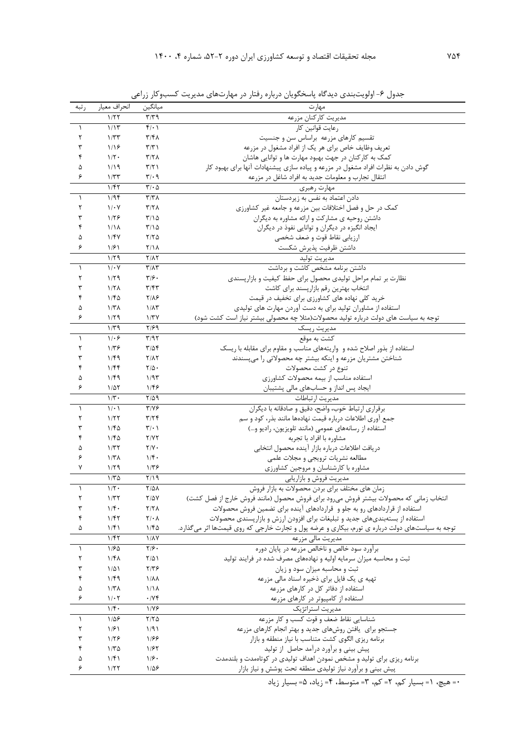جدول ۶- اولویت‌بندی دیدگاه پاسخگویان درباره رفتار در مهارت‌های مدیریت کسب‌وکار زراعی

| مهارت | میانگین | انحراف معیار | رتبه |
|---|---|---|---|
| مدیریت کارکنان مزرعه | ۳/۳۹ | ۱/۲۲ | |
| رعایت قوانین کار | ۴/۰۱ | ۱/۱۳ | ۱ |
| تقسیم کارهای مزرعه براساس سن و جنسیت | ۳/۴۸ | ۱/۳۳ | ۲ |
| تعریف وظایف خاص برای هر یک از افراد مشغول در مزرعه | ۳/۳۱ | ۱/۱۶ | ۳ |
| کمک به کارکنان در جهت بهبود مهارت ها و توانایی هاشان | ۳/۲۸ | ۱/۲۰ | ۴ |
| گوش دادن به نظرات افراد مشغول در مزرعه و پیاده سازی پیشنهادات آنها برای بهبود کار | ۳/۲۱ | ۱/۱۹ | ۵ |
| انتقال تجارب و معلومات جدید به افراد شاغل در مزرعه | ۳/۰۹ | ۱/۳۳ | ۶ |
| مهارت رهبری | ۳/۰۵ | ۱/۴۲ | |
| دادن اعتماد به نفس به زیردستان | ۳/۳۸ | ۱/۹۴ | ۱ |
| کمک به حل و فصل اختلافات بین مزرعه و جامعه غیر کشاورزی | ۳/۲۸ | ۱/۰۷ | ۲ |
| داشتن روحیه ی مشارکت و ارائه مشاوره به دیگران | ۳/۱۵ | ۱/۲۶ | ۳ |
| ایجاد انگیزه در دیگران و توانایی نفوذ در دیگران | ۳/۱۵ | ۱/۱۸ | ۴ |
| ارزیابی نقاط قوت و ضعف شخصی | ۲/۲۵ | ۱/۴۷ | ۵ |
| داشتن ظرفیت پذیرش شکست | ۲/۱۸ | ۱/۶۱ | ۶ |
| مدیریت تولید | ۲/۸۲ | ۱/۲۹ | |
| داشتن برنامه مشخص کاشت و برداشت | ۳/۸۳ | ۱/۰۷ | ۱ |
| نظارت بر تمام مراحل تولیدی محصول برای حفظ کیفیت و بازارپسندی | ۳/۶۰ | ۱/۲۹ | ۲ |
| انتخاب بهترین رقم بازارپسند برای کاشت | ۳/۴۳ | ۱/۲۸ | ۳ |
| خرید کلی نهاده های کشاورزی برای تخفیف در قیمت | ۲/۸۶ | ۱/۴۵ | ۴ |
| استفاده از مشاوران تولید برای به دست آوردن مهارت های تولیدی | ۱/۸۳ | ۱/۳۸ | ۵ |
| توجه به سیاست های دولت درباره تولید محصولات(مثلا چه محصولی بیشتر نیاز است کشت شود) | ۱/۳۷ | ۱/۲۹ | ۶ |
| مدیریت ریسک | ۲/۶۹ | ۱/۳۹ | |
| کشت به موقع | ۳/۹۲ | ۱/۰۶ | ۱ |
| استفاده از بذور اصلاح شده و واریته‌های مناسب و مقاوم برای مقابله با ریسک | ۳/۵۴ | ۱/۳۶ | ۲ |
| شناختن مشتریان مزرعه و اینکه بیشتر چه محصولاتی را می‌پسندند | ۲/۸۲ | ۱/۴۹ | ۳ |
| تنوع در کشت محصولات | ۲/۵۰ | ۱/۴۴ | ۴ |
| استفاده مناسب از بیمه محصولات کشاورزی | ۱/۹۳ | ۱/۴۹ | ۵ |
| ایجاد پس انداز و حساب‌های مالی پشتیبان | ۱/۴۶ | ۱/۵۲ | ۶ |
| مدیریت ارتباطات | ۲/۵۹ | ۱/۳۰ | |
| برقراری ارتباط خوب، واضح، دقیق و صادقانه با دیگران | ۳/۷۶ | ۱/۰۱ | ۱ |
| جمع آوری اطلاعات درباره قیمت نهاده‌ها مانند بذر، کود و سم | ۳/۲۴ | ۱/۲۲ | ۲ |
| استفاده از رسانه‌های عمومی (مانند تلویزیون، رادیو و...) | ۳/۰۱ | ۱/۴۵ | ۳ |
| مشاوره با افراد با تجربه | ۲/۷۲ | ۱/۴۵ | ۴ |
| دریافت اطلاعات درباره بازار آینده محصول انتخابی | ۲/۷۰ | ۱/۳۲ | ۵ |
| مطالعه نشریات ترویجی و مجلات علمی | ۱/۴۰ | ۱/۳۸ | ۶ |
| مشاوره با کارشناسان و مروجین کشاورزی | ۱/۳۶ | ۱/۲۹ | ۷ |
| مدیریت فروش و بازاریابی | ۲/۱۹ | ۱/۳۵ | |
| زمان های مختلف برای بردن محصولات به بازار فروش | ۲/۵۸ | ۱/۲۰ | ۱ |
| انتخاب زمانی که محصولات بیشتر فروش می‌رود برای فروش محصول (مانند فروش خارج از فصل کشت) | ۲/۵۷ | ۱/۳۲ | ۲ |
| استفاده از قراردادهای رو به جلو و قراردادهای آینده برای تضمین فروش محصولات | ۲/۲۸ | ۱/۴۰ | ۳ |
| استفاده از بسته‌بندی‌های جدید و تبلیغات برای افزودن ارزش و بازارپسندی محصولات | ۲/۰۸ | ۱/۴۲ | ۴ |
| توجه به سیاست‌های دولت درباره ی تورم، بیکاری و عرضه پول و تجارت خارجی که روی قیمت‌ها اثر می‌گذارد. | ۱/۴۵ | ۱/۴۱ | ۵ |
| مدیریت مالی مزرعه | ۱/۸۷ | ۱/۴۲ | |
| برآورد سود خالص و ناخالص مزرعه در پایان دوره | ۲/۶۰ | ۱/۶۵ | ۱ |
| ثبت و محاسبه میزان سرمایه اولیه و نهاده‌های مصرف شده در فرایند تولید | ۲/۵۱ | ۱/۴۸ | ۲ |
| ثبت و محاسبه میزان سود و زیان | ۲/۳۶ | ۱/۵۱ | ۳ |
| تهیه ی یک فایل برای ذخیره اسناد مالی مزرعه | ۱/۸۸ | ۱/۴۹ | ۴ |
| استفاده از دفاتر کل در کارهای مزرعه | ۱/۱۸ | ۱/۳۸ | ۵ |
| استفاده از کامپیوتر در کارهای مزرعه | ۰/۷۴ | ۱/۰۲ | ۶ |
| مدیریت استراتژیک | ۱/۷۶ | ۱/۴۰ | |
| شناسایی نقاط ضعف و قوت کسب و کار مزرعه | ۲/۲۵ | ۱/۵۶ | ۱ |
| جستجو برای یافتن روش‌های جدید و بهتر انجام کارهای مزرعه | ۱/۹۱ | ۱/۶۱ | ۲ |
| برنامه ریزی الگوی کشت متناسب با نیاز منطقه و بازار | ۱/۶۶ | ۱/۲۶ | ۳ |
| پیش بینی و برآورد درآمد حاصل از تولید | ۱/۶۲ | ۱/۳۵ | ۴ |
| برنامه ریزی برای تولید و مشخص نمودن اهداف تولیدی در کوتاه‌مدت و بلندمدت | ۱/۶۰ | ۱/۴۱ | ۵ |
| پیش بینی و برآورد نیاز تولیدی منطقه تحت پوشش و نیاز بازار | ۱/۵۶ | ۱/۲۲ | ۶ |

۰= هیچ، ۱= بسیار کم، ۲= کم، ۳= متوسط، ۴= زیاد، ۵= بسیار زیاد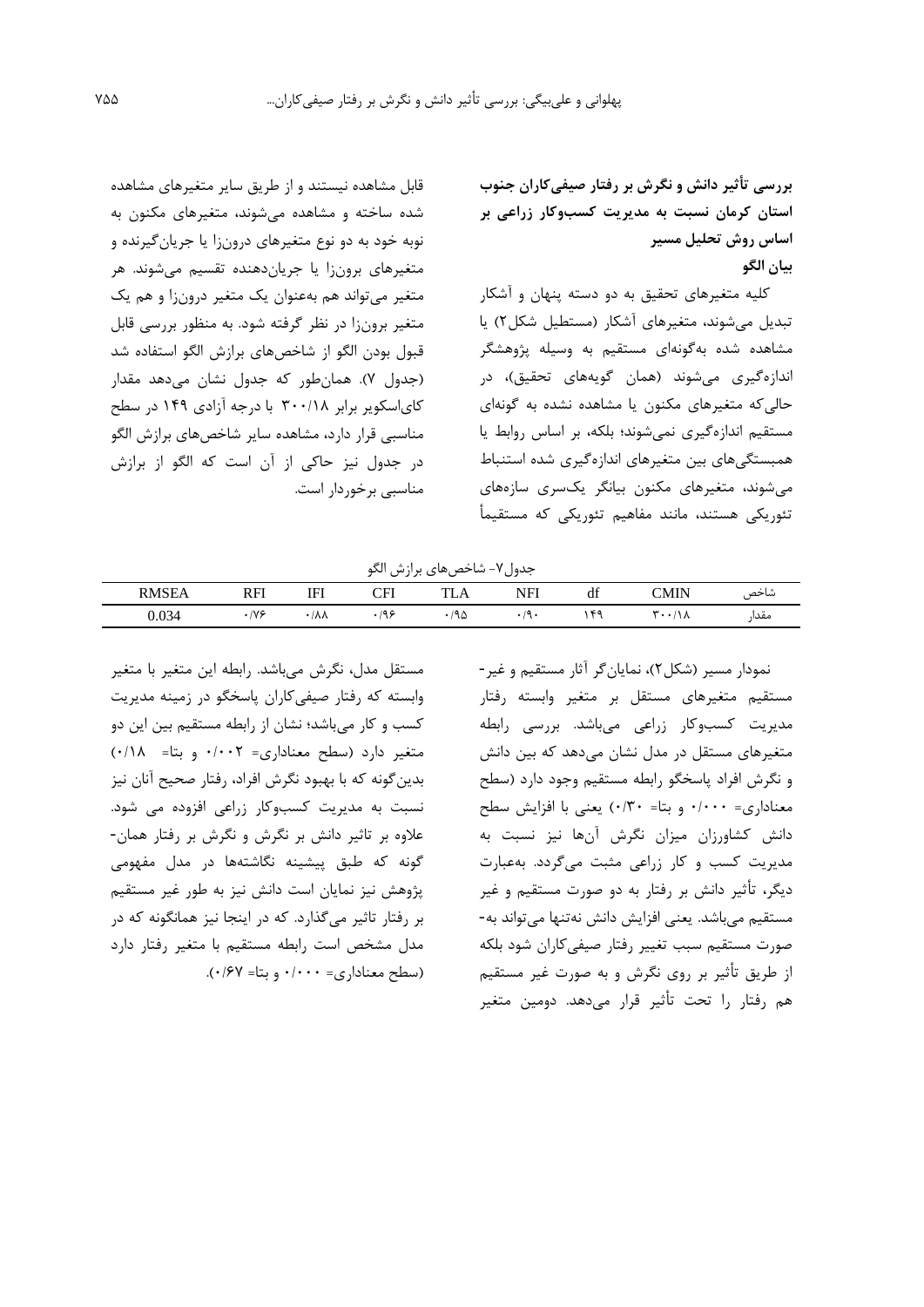**بررسی تأثیر دانش و نگرش بر رفتار صیفی‌کاران جنوب استان کرمان نسبت به مدیریت کسب‌وکار زراعی بر اساس روش تحلیل مسیر**

**بیان الگو**

کلیه متغیرهای تحقیق به دو دسته پنهان و آشکار تبدیل می‌شوند، متغیرهای آشکار (مستطیل شکل۲) یا مشاهده شده به‌گونه‌ای مستقیم به وسیله پژوهشگر اندازه‌گیری می‌شوند (همان گویه‌های تحقیق)، در حالی‌که متغیرهای مکنون یا مشاهده نشده به گونه‌ای مستقیم اندازه‌گیری نمی‌شوند؛ بلکه، بر اساس روابط یا همبستگی‌های بین متغیرهای اندازه‌گیری شده استنباط می‌شوند، متغیرهای مکنون بیانگر یک‌سری سازه‌های تئوریکی هستند، مانند مفاهیم تئوریکی که مستقیماً قابل مشاهده نیستند و از طریق سایر متغیرهای مشاهده شده ساخته و مشاهده می‌شوند، متغیرهای مکنون به نوبه خود به دو نوع متغیرهای درون‌زا یا جریان‌گیرنده و متغیرهای برون‌زا یا جریان‌دهنده تقسیم می‌شوند. هر متغیر می‌تواند هم به‌عنوان یک متغیر درون‌زا و هم یک متغیر برون‌زا در نظر گرفته شود. به منظور بررسی قابل قبول بودن الگو از شاخص‌های برازش الگو استفاده شد (جدول ۷). همان‌طور که جدول نشان می‌دهد مقدار کای‌اسکویر برابر ۳۰۰/۱۸ با درجه آزادی ۱۴۹ در سطح مناسبی قرار دارد، مشاهده سایر شاخص‌های برازش الگو در جدول نیز حاکی از آن است که الگو از برازش مناسبی برخوردار است.

جدول۷- شاخص‌های برازش الگو

| شاخص | CMIN | df | NFI | TLA | CFI | IFI | RFI | RMSEA |
|---|---|---|---|---|---|---|---|---|
| مقدار | ۳۰۰/۱۸ | ۱۴۹ | ۰/۹۰ | ۰/۹۵ | ۰/۹۶ | ۰/۸۸ | ۰/۷۶ | 0.034 |

نمودار مسیر (شکل۲)، نمایانگر آثار مستقیم و غیر- مستقیم متغیرهای مستقل بر متغیر وابسته رفتار مدیریت کسب‌وکار زراعی می‌باشد. بررسی رابطه متغیرهای مستقل در مدل نشان می‌دهد که بین دانش و نگرش افراد پاسخگو رابطه مستقیم وجود دارد (سطح معناداری= ۰/۰۰۰ و بتا= ۰/۳۰) یعنی با افزایش سطح دانش کشاورزان میزان نگرش آن‌ها نیز نسبت به مدیریت کسب و کار زراعی مثبت می‌گردد. به‌عبارت دیگر، تأثیر دانش بر رفتار به دو صورت مستقیم و غیر مستقیم می‌باشد. یعنی افزایش دانش نه‌تنها می‌تواند به‌- صورت مستقیم سبب تغییر رفتار صیفی‌کاران شود بلکه از طریق تأثیر بر روی نگرش و به صورت غیر مستقیم هم رفتار را تحت تأثیر قرار می‌دهد. دومین متغیر مستقل مدل، نگرش می‌باشد. رابطه این متغیر با متغیر وابسته که رفتار صیفی‌کاران پاسخگو در زمینه مدیریت کسب و کار می‌باشد؛ نشان از رابطه مستقیم بین این دو متغیر دارد (سطح معناداری= ۰/۰۰۲ و بتا= ۰/۱۸) بدین‌گونه که با بهبود نگرش افراد، رفتار صحیح آنان نیز نسبت به مدیریت کسب‌وکار زراعی افزوده می شود. علاوه بر تاثیر دانش بر نگرش و نگرش بر رفتار همان- گونه که طبق پیشینه نگاشته‌ها در مدل مفهومی پژوهش نیز نمایان است دانش نیز به طور غیر مستقیم بر رفتار تاثیر می‌گذارد. که در اینجا نیز همانگونه که در مدل مشخص است رابطه مستقیم با متغیر رفتار دارد (سطح معناداری= ۰/۰۰۰ و بتا= ۰/۶۷).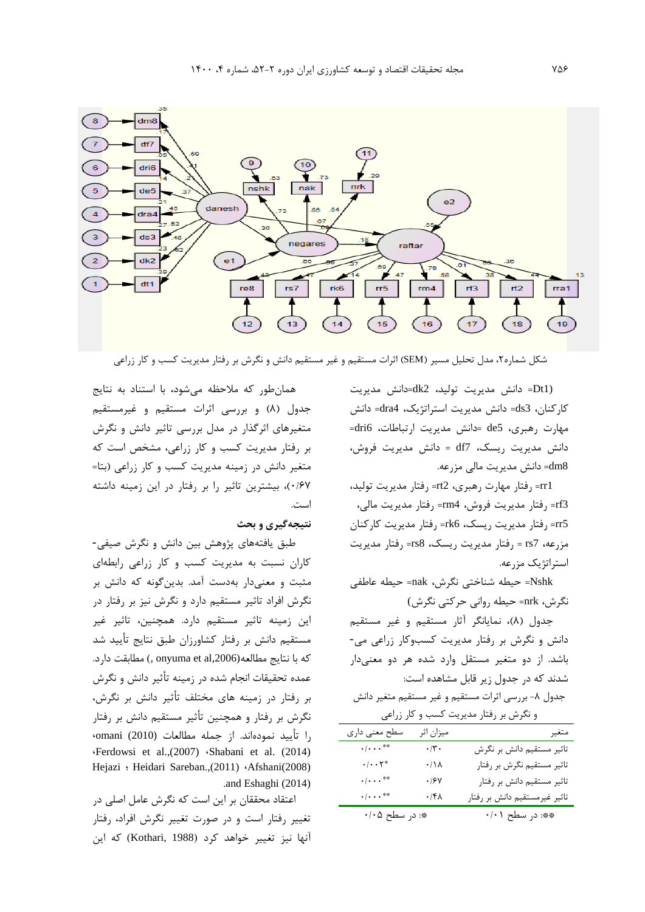شکل شماره۲، مدل تحلیل مسیر (SEM) اثرات مستقیم و غیر مستقیم دانش و نگرش بر رفتار مدیریت کسب و کار زراعی

(Dt1= دانش مدیریت تولید، dk2=دانش مدیریت کارکنان، ds3= دانش مدیریت استراتژیک، dra4= دانش مهارت رهبری، de5 =دانش مدیریت ارتباطات، dri6= دانش مدیریت ریسک، df7 = دانش مدیریت فروش، dm8= دانش مدیریت مالی مزرعه.

rr1= رفتار مهارت رهبری، rt2= رفتار مدیریت تولید، rf3= رفتار مدیریت فروش، rm4= رفتار مدیریت مالی، rr5= رفتار مدیریت ریسک، rk6= رفتار مدیریت کارکنان مزرعه، rs7 = رفتار مدیریت ریسک، rs8= رفتار مدیریت استراتژیک مزرعه.

Nshk= حیطه شناختی نگرش، nak= حیطه عاطفی نگرش، nrk= حیطه روانی حرکتی نگرش)

جدول (۸)، نمایانگر آثار مستقیم و غیر مستقیم دانش و نگرش بر رفتار مدیریت کسب‌وکار زراعی می‌باشد. از دو متغیر مستقل وارد شده هر دو معنی‌دار شدند که در جدول زیر قابل مشاهده است:

جدول ۸- بررسی اثرات مستقیم و غیر مستقیم متغیر دانش و نگرش بر رفتار مدیریت کسب و کار زراعی

| متغیر | میزان اثر | سطح معنی داری |
|---|---|---|
| تاثیر مستقیم دانش بر نگرش | ۰/۳۰ | ۰/۰۰۰** |
| تاثیر مستقیم نگرش بر رفتار | ۰/۱۸ | ۰/۰۰۲* |
| تاثیر مستقیم دانش بر رفتار | ۰/۶۷ | ۰/۰۰۰** |
| تاثیر غیرمستقیم دانش بر رفتار | ۰/۴۸ | ۰/۰۰۰** |

**: در سطح ۰/۰۱ &nbsp;&nbsp;&nbsp; *: در سطح ۰/۰۵

همان‌طور که ملاحظه می‌شود، با استناد به نتایج جدول (۸) و بررسی اثرات مستقیم و غیرمستقیم متغیرهای اثرگذار در مدل بررسی تاثیر دانش و نگرش بر رفتار مدیریت کسب و کار زراعی، مشخص است که متغیر دانش در زمینه مدیریت کسب و کار زراعی (بتا= ۰/۶۷)، بیشترین تاثیر را بر رفتار در این زمینه داشته است.

## نتیجه‌گیری و بحث

طبق یافته‌های پژوهش بین دانش و نگرش صیفی-کاران نسبت به مدیریت کسب و کار زراعی رابطه‌ای مثبت و معنی‌دار به‌دست آمد. بدین‌گونه که دانش بر نگرش افراد تاثیر مستقیم دارد و نگرش نیز بر رفتار در این زمینه تاثیر مستقیم دارد. همچنین، تاثیر غیر مستقیم دانش بر رفتار کشاورزان طبق نتایج تأیید شد که با نتایج مطالعه(onyuma et al,2006 ,) مطابقت دارد. عمده تحقیقات انجام شده در زمینه تأثیر دانش و نگرش بر رفتار در زمینه های مختلف تأثیر دانش بر نگرش، نگرش بر رفتار و همچنین تأثیر مستقیم دانش بر رفتار را تأیید نموده‌اند. از جمله مطالعات omani (2010)، Shabani et al. (2014)، Ferdowsi et al.,(2007)، Afshani(2008)، Heidari Sareban.,(2011) ؛ Hejazi and Eshaghi (2014).

اعتقاد محققان بر این است که نگرش عامل اصلی در تغییر رفتار است و در صورت تغییر نگرش افراد، رفتار آنها نیز تغییر خواهد کرد (Kothari, 1988) که این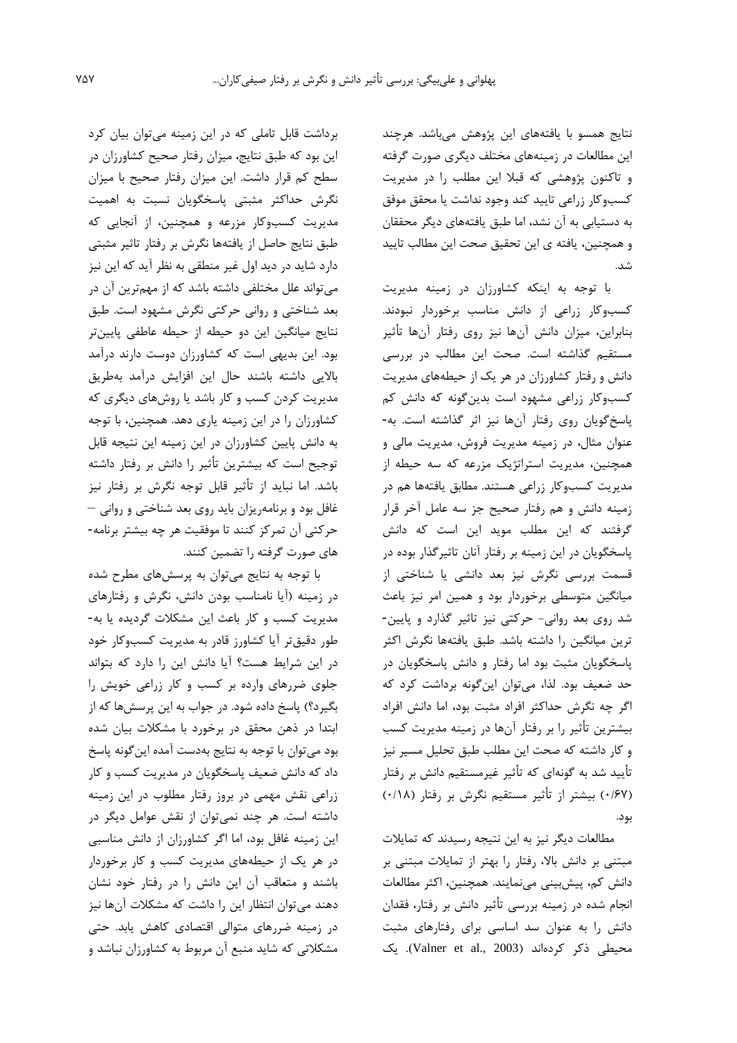نتایج همسو با یافته‌های این پژوهش می‌باشد. هرچند این مطالعات در زمینه‌های مختلف دیگری صورت گرفته و تاکنون پژوهشی که قبلا این مطلب را در مدیریت کسب‌وکار زراعی تایید کند وجود نداشت یا محقق موفق به دستیابی به آن نشد، اما طبق یافته‌های دیگر محققان و همچنین، یافته ی این تحقیق صحت این مطالب تایید شد.

با توجه به اینکه کشاورزان در زمینه مدیریت کسب‌وکار زراعی از دانش مناسب برخوردار نبودند. بنابراین، میزان دانش آن‌ها نیز روی رفتار آن‌ها تأثیر مستقیم گذاشته است. صحت این مطالب در بررسی دانش و رفتار کشاورزان در هر یک از حیطه‌های مدیریت کسب‌وکار زراعی مشهود است بدین‌گونه که دانش کم پاسخ‌گویان روی رفتار آن‌ها نیز اثر گذاشته است. به‌عنوان مثال، در زمینه مدیریت فروش، مدیریت مالی و همچنین، مدیریت استراتژیک مزرعه که سه حیطه از مدیریت کسب‌وکار زراعی هستند. مطابق یافته‌ها هم در زمینه دانش و هم رفتار صحیح جز سه عامل آخر قرار گرفتند که این مطلب موید این است که دانش پاسخگویان در این زمینه بر رفتار آنان تاثیرگذار بوده در قسمت بررسی نگرش نیز بعد دانشی یا شناختی از میانگین متوسطی برخوردار بود و همین امر نیز باعث شد روی بعد روانی- حرکتی نیز تاثیر گذارد و پایین‌ترین میانگین را داشته باشد. طبق یافته‌ها نگرش اکثر پاسخگویان مثبت بود اما رفتار و دانش پاسخگویان در حد ضعیف بود. لذا، می‌توان این‌گونه برداشت کرد که اگر چه نگرش حداکثر افراد مثبت بود، اما دانش افراد بیشترین تأثیر را بر رفتار آن‌ها در زمینه مدیریت کسب و کار داشته که صحت این مطلب طبق تحلیل مسیر نیز تأیید شد به گونه‌ای که تأثیر غیرمستقیم دانش بر رفتار (۰/۶۷) بیشتر از تأثیر مستقیم نگرش بر رفتار (۰/۱۸) بود.

مطالعات دیگر نیز به این نتیجه رسیدند که تمایلات مبتنی بر دانش بالا، رفتار را بهتر از تمایلات مبتنی بر دانش کم، پیش‌بینی می‌نمایند. همچنین، اکثر مطالعات انجام شده در زمینه بررسی تأثیر دانش بر رفتار، فقدان دانش را به عنوان سد اساسی برای رفتارهای مثبت محیطی ذکر کرده‌اند (Valner et al., 2003). یک برداشت قابل تاملی که در این زمینه می‌توان بیان کرد این بود که طبق نتایج، میزان رفتار صحیح کشاورزان در سطح کم قرار داشت. این میزان رفتار صحیح با میزان نگرش حداکثر مثبتی پاسخگویان نسبت به اهمیت مدیریت کسب‌وکار مزرعه و همچنین، از آنجایی که طبق نتایج حاصل از یافته‌ها نگرش بر رفتار تاثیر مثبتی دارد شاید در دید اول غیر منطقی به نظر آید که این نیز می‌تواند علل مختلفی داشته باشد که از مهم‌ترین آن در بعد شناختی و روانی حرکتی نگرش مشهود است. طبق نتایج میانگین این دو حیطه از حیطه عاطفی پایین‌تر بود. این بدیهی است که کشاورزان دوست دارند درآمد بالایی داشته باشند حال این افزایش درآمد به‌طریق مدیریت کردن کسب و کار باشد یا روش‌های دیگری که کشاورزان را در این زمینه یاری دهد. همچنین، با توجه به دانش پایین کشاورزان در این زمینه این نتیجه قابل توجیح است که بیشترین تأثیر را دانش بر رفتار داشته باشد. اما نباید از تأثیر قابل توجه نگرش بر رفتار نیز غافل بود و برنامه‌ریزان باید روی بعد شناختی و روانی – حرکتی آن تمرکز کنند تا موفقیت هر چه بیشتر برنامه‌های صورت گرفته را تضمین کنند.

با توجه به نتایج می‌توان به پرسش‌های مطرح شده در زمینه (آیا نامناسب بودن دانش، نگرش و رفتارهای مدیریت کسب و کار باعث این مشکلات گردیده یا به‌طور دقیق‌تر آیا کشاورز قادر به مدیریت کسب‌وکار خود در این شرایط هست؟ آیا دانش این را دارد که بتواند جلوی ضررهای وارده بر کسب و کار زراعی خویش را بگیرد؟) پاسخ داده شود. در جواب به این پرسش‌ها که از ابتدا در ذهن محقق در برخورد با مشکلات بیان شده بود می‌توان با توجه به نتایج به‌دست آمده این‌گونه پاسخ داد که دانش ضعیف پاسخگویان در مدیریت کسب و کار زراعی نقش مهمی در بروز رفتار مطلوب در این زمینه داشته است. هر چند نمی‌توان از نقش عوامل دیگر در این زمینه غافل بود، اما اگر کشاورزان از دانش مناسبی در هر یک از حیطه‌های مدیریت کسب و کار برخوردار باشند و متعاقب آن این دانش را در رفتار خود نشان دهند می‌توان انتظار این را داشت که مشکلات آن‌ها نیز در زمینه ضررهای متوالی اقتصادی کاهش یابد. حتی مشکلاتی که شاید منبع آن مربوط به کشاورزان نباشد و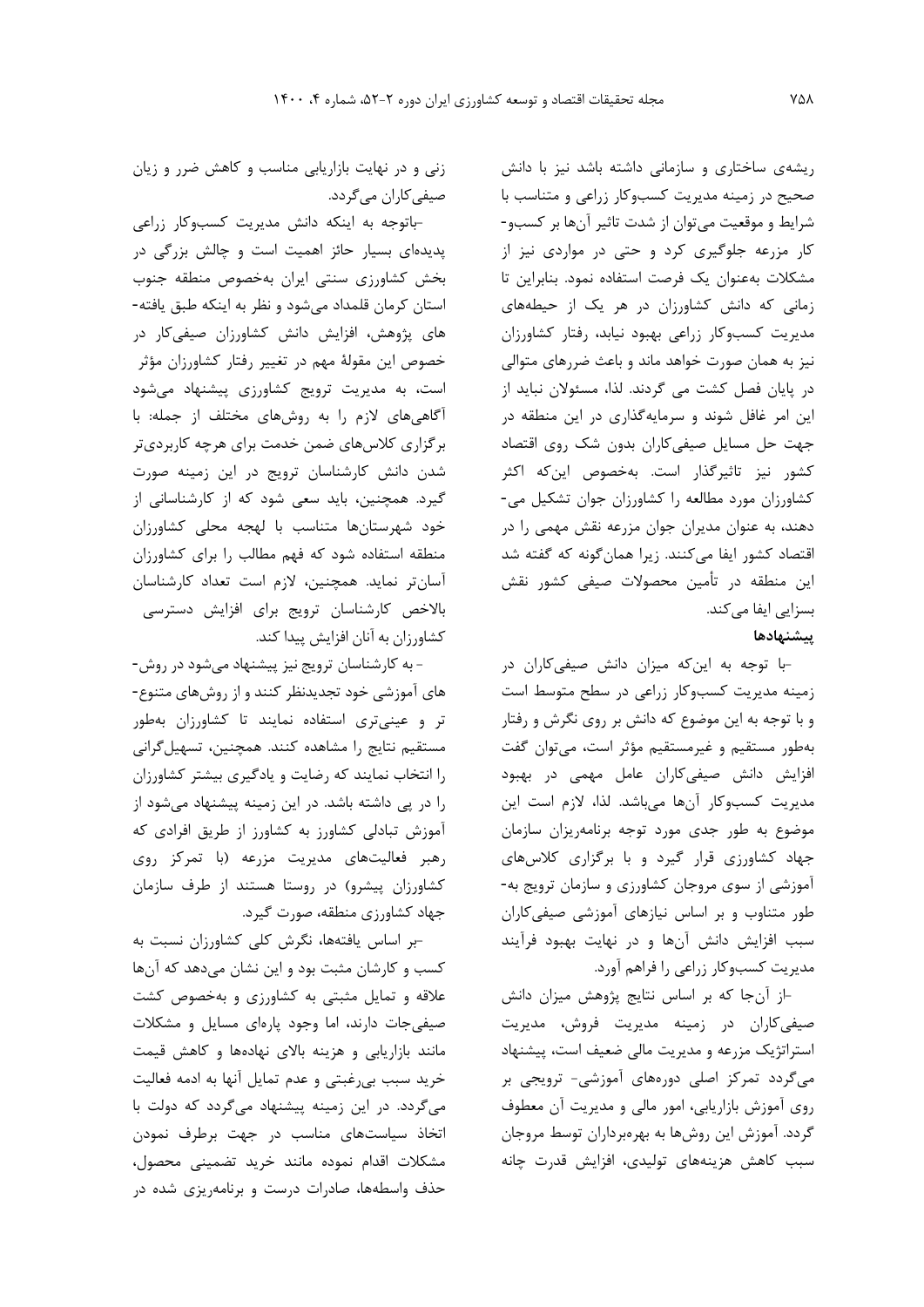ریشه‌ی ساختاری و سازمانی داشته باشد نیز با دانش صحیح در زمینه مدیریت کسب‌وکار زراعی و متناسب با شرایط و موقعیت می‌توان از شدت تاثیر آن‌ها بر کسب‌و-کار مزرعه جلوگیری کرد و حتی در مواردی نیز از مشکلات به‌عنوان یک فرصت استفاده نمود. بنابراین تا زمانی که دانش کشاورزان در هر یک از حیطه‌های مدیریت کسب‌وکار زراعی بهبود نیابد، رفتار کشاورزان نیز به همان صورت خواهد ماند و باعث ضررهای متوالی در پایان فصل کشت می گردند. لذا، مسئولان نباید از این امر غافل شوند و سرمایه‌گذاری در این منطقه در جهت حل مسایل صیفی‌کاران بدون شک روی اقتصاد کشور نیز تاثیرگذار است. به‌خصوص این‌که اکثر کشاورزان مورد مطالعه را کشاورزان جوان تشکیل می-دهند، به عنوان مدیران جوان مزرعه نقش مهمی را در اقتصاد کشور ایفا می‌کنند. زیرا همان‌گونه که گفته شد این منطقه در تأمین محصولات صیفی کشور نقش بسزایی ایفا می‌کند.

**پیشنهادها**

-با توجه به این‌که میزان دانش صیفی‌کاران در زمینه مدیریت کسب‌وکار زراعی در سطح متوسط است و با توجه به این موضوع که دانش بر روی نگرش و رفتار به‌طور مستقیم و غیرمستقیم مؤثر است، می‌توان گفت افزایش دانش صیفی‌کاران عامل مهمی در بهبود مدیریت کسب‌وکار آن‌ها می‌باشد. لذا، لازم است این موضوع به طور جدی مورد توجه برنامه‌ریزان سازمان جهاد کشاورزی قرار گیرد و با برگزاری کلاس‌های آموزشی از سوی مروجان کشاورزی و سازمان ترویج به‌طور متناوب و بر اساس نیازهای آموزشی صیفی‌کاران سبب افزایش دانش آن‌ها و در نهایت بهبود فرآیند مدیریت کسب‌وکار زراعی را فراهم آورد.

-از آن‌جا که بر اساس نتایج پژوهش میزان دانش صیفی‌کاران در زمینه مدیریت فروش، مدیریت استراتژیک مزرعه و مدیریت مالی ضعیف است، پیشنهاد می‌گردد تمرکز اصلی دوره‌های آموزشی- ترویجی بر روی آموزش بازاریابی، امور مالی و مدیریت آن معطوف گردد. آموزش این روش‌ها به بهره‌برداران توسط مروجان سبب کاهش هزینه‌های تولیدی، افزایش قدرت چانه زنی و در نهایت بازاریابی مناسب و کاهش ضرر و زیان صیفی‌کاران می‌گردد.

-باتوجه به اینکه دانش مدیریت کسب‌وکار زراعی پدیده‌ای بسیار حائز اهمیت است و چالش بزرگی در بخش کشاورزی سنتی ایران به‌خصوص منطقه جنوب استان کرمان قلمداد می‌شود و نظر به اینکه طبق یافته-های پژوهش، افزایش دانش کشاورزان صیفی‌کار در خصوص این مقولهٔ مهم در تغییر رفتار کشاورزان مؤثر است، به مدیریت ترویج کشاورزی پیشنهاد می‌شود آگاهی‌های لازم را به روش‌های مختلف از جمله: با برگزاری کلاس‌های ضمن خدمت برای هرچه کاربردی‌تر شدن دانش کارشناسان ترویج در این زمینه صورت گیرد. همچنین، باید سعی شود که از کارشناسانی از خود شهرستان‌ها متناسب با لهجه محلی کشاورزان منطقه استفاده شود که فهم مطالب را برای کشاورزان آسان‌تر نماید. همچنین، لازم است تعداد کارشناسان بالاخص کارشناسان ترویج برای افزایش دسترسی کشاورزان به آنان افزایش پیدا کند.

- به کارشناسان ترویج نیز پیشنهاد می‌شود در روش-های آموزشی خود تجدیدنظر کنند و از روش‌های متنوع-تر و عینی‌تری استفاده نمایند تا کشاورزان به‌طور مستقیم نتایج را مشاهده کنند. همچنین، تسهیل‌گرانی را انتخاب نمایند که رضایت و یادگیری بیشتر کشاورزان را در پی داشته باشد. در این زمینه پیشنهاد می‌شود از آموزش تبادلی کشاورز به کشاورز از طریق افرادی که رهبر فعالیت‌های مدیریت مزرعه (با تمرکز روی کشاورزان پیشرو) در روستا هستند از طرف سازمان جهاد کشاورزی منطقه، صورت گیرد.

-بر اساس یافته‌ها، نگرش کلی کشاورزان نسبت به کسب و کارشان مثبت بود و این نشان می‌دهد که آن‌ها علاقه و تمایل مثبتی به کشاورزی و به‌خصوص کشت صیفی‌جات دارند، اما وجود پاره‌ای مسایل و مشکلات مانند بازاریابی و هزینه بالای نهاده‌ها و کاهش قیمت خرید سبب بی‌رغبتی و عدم تمایل آنها به ادمه فعالیت می‌گردد. در این زمینه پیشنهاد می‌گردد که دولت با اتخاذ سیاست‌های مناسب در جهت برطرف نمودن مشکلات اقدام نموده مانند خرید تضمینی محصول، حذف واسطه‌ها، صادرات درست و برنامه‌ریزی شده در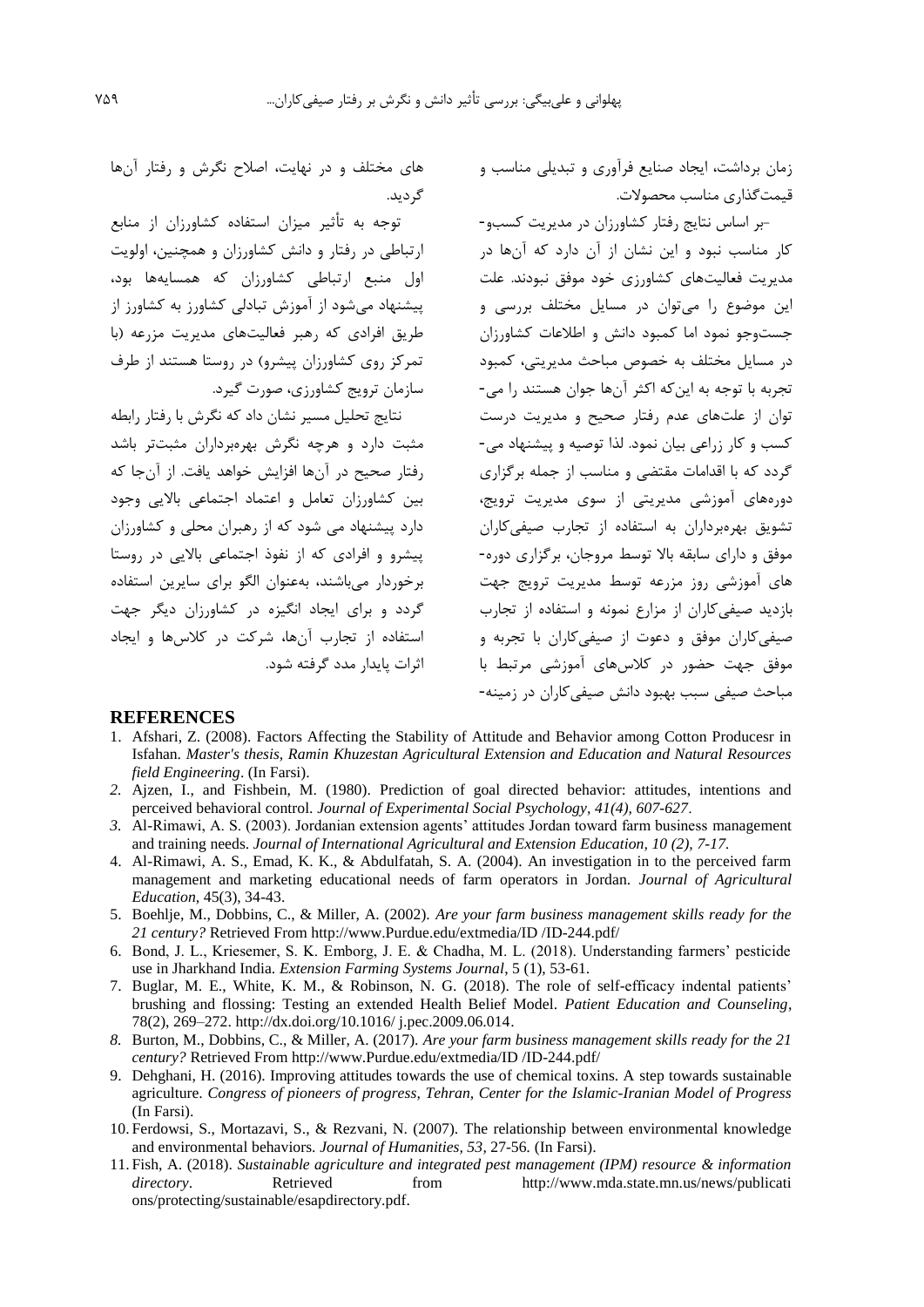زمان برداشت، ایجاد صنایع فرآوری و تبدیلی مناسب و قیمت‌گذاری مناسب محصولات.

-بر اساس نتایج رفتار کشاورزان در مدیریت کسب‌و-کار مناسب نبود و این نشان از آن دارد که آن‌ها در مدیریت فعالیت‌های کشاورزی خود موفق نبودند. علت این موضوع را می‌توان در مسایل مختلف بررسی و جست‌وجو نمود اما کمبود دانش و اطلاعات کشاورزان در مسایل مختلف به خصوص مباحث مدیریتی، کمبود تجربه با توجه به این‌که اکثر آن‌ها جوان هستند را می‌توان از علت‌های عدم رفتار صحیح و مدیریت درست کسب و کار زراعی بیان نمود. لذا توصیه و پیشنهاد می‌گردد که با اقدامات مقتضی و مناسب از جمله برگزاری دوره‌های آموزشی مدیریتی از سوی مدیریت ترویج، تشویق بهره‌برداران به استفاده از تجارب صیفی‌کاران موفق و دارای سابقه بالا توسط مروجان، برگزاری دوره‌های آموزشی روز مزرعه توسط مدیریت ترویج جهت بازدید صیفی‌کاران از مزارع نمونه و استفاده از تجارب صیفی‌کاران موفق و دعوت از صیفی‌کاران با تجربه و موفق جهت حضور در کلاس‌های آموزشی مرتبط با مباحث صیفی سبب بهبود دانش صیفی‌کاران در زمینه‌های مختلف و در نهایت، اصلاح نگرش و رفتار آن‌ها گردید.

توجه به تأثیر میزان استفاده کشاورزان از منابع ارتباطی در رفتار و دانش کشاورزان و همچنین، اولویت اول منبع ارتباطی کشاورزان که همسایه‌ها بود، پیشنهاد می‌شود از آموزش تبادلی کشاورز به کشاورز از طریق افرادی که رهبر فعالیت‌های مدیریت مزرعه (با تمرکز روی کشاورزان پیشرو) در روستا هستند از طرف سازمان ترویج کشاورزی، صورت گیرد.

نتایج تحلیل مسیر نشان داد که نگرش با رفتار رابطه مثبت دارد و هرچه نگرش بهره‌برداران مثبت‌تر باشد رفتار صحیح در آن‌ها افزایش خواهد یافت. از آن‌جا که بین کشاورزان تعامل و اعتماد اجتماعی بالایی وجود دارد پیشنهاد می شود که از رهبران محلی و کشاورزان پیشرو و افرادی که از نفوذ اجتماعی بالایی در روستا برخوردار می‌باشند، به‌عنوان الگو برای سایرین استفاده گردد و برای ایجاد انگیزه در کشاورزان دیگر جهت استفاده از تجارب آن‌ها، شرکت در کلاس‌ها و ایجاد اثرات پایدار مدد گرفته شود.

## REFERENCES

1. Afshari, Z. (2008). Factors Affecting the Stability of Attitude and Behavior among Cotton Producesr in Isfahan. *Master's thesis, Ramin Khuzestan Agricultural Extension and Education and Natural Resources field Engineering*. (In Farsi).
2. Ajzen, I., and Fishbein, M. (1980). Prediction of goal directed behavior: attitudes, intentions and perceived behavioral control. *Journal of Experimental Social Psychology, 41(4), 607-627*.
3. Al-Rimawi, A. S. (2003). Jordanian extension agents' attitudes Jordan toward farm business management and training needs. *Journal of International Agricultural and Extension Education, 10 (2), 7-17.*
4. Al-Rimawi, A. S., Emad, K. K., & Abdulfatah, S. A. (2004). An investigation in to the perceived farm management and marketing educational needs of farm operators in Jordan. *Journal of Agricultural Education*, 45(3), 34-43.
5. Boehlje, M., Dobbins, C., & Miller, A. (2002). *Are your farm business management skills ready for the 21 century?* Retrieved From http://www.Purdue.edu/extmedia/ID /ID-244.pdf/
6. Bond, J. L., Kriesemer, S. K. Emborg, J. E. & Chadha, M. L. (2018). Understanding farmers' pesticide use in Jharkhand India. *Extension Farming Systems Journal*, 5 (1), 53-61.
7. Buglar, M. E., White, K. M., & Robinson, N. G. (2018). The role of self-efficacy indental patients' brushing and flossing: Testing an extended Health Belief Model. *Patient Education and Counseling*, 78(2), 269–272. http://dx.doi.org/10.1016/ j.pec.2009.06.014.
8. Burton, M., Dobbins, C., & Miller, A. (2017). *Are your farm business management skills ready for the 21 century?* Retrieved From http://www.Purdue.edu/extmedia/ID /ID-244.pdf/
9. Dehghani, H. (2016). Improving attitudes towards the use of chemical toxins. A step towards sustainable agriculture. *Congress of pioneers of progress, Tehran, Center for the Islamic-Iranian Model of Progress* (In Farsi).
10. Ferdowsi, S., Mortazavi, S., & Rezvani, N. (2007). The relationship between environmental knowledge and environmental behaviors. *Journal of Humanities, 53*, 27-56. (In Farsi).
11. Fish, A. (2018). *Sustainable agriculture and integrated pest management (IPM) resource & information directory*. Retrieved from http://www.mda.state.mn.us/news/publications/protecting/sustainable/esapdirectory.pdf.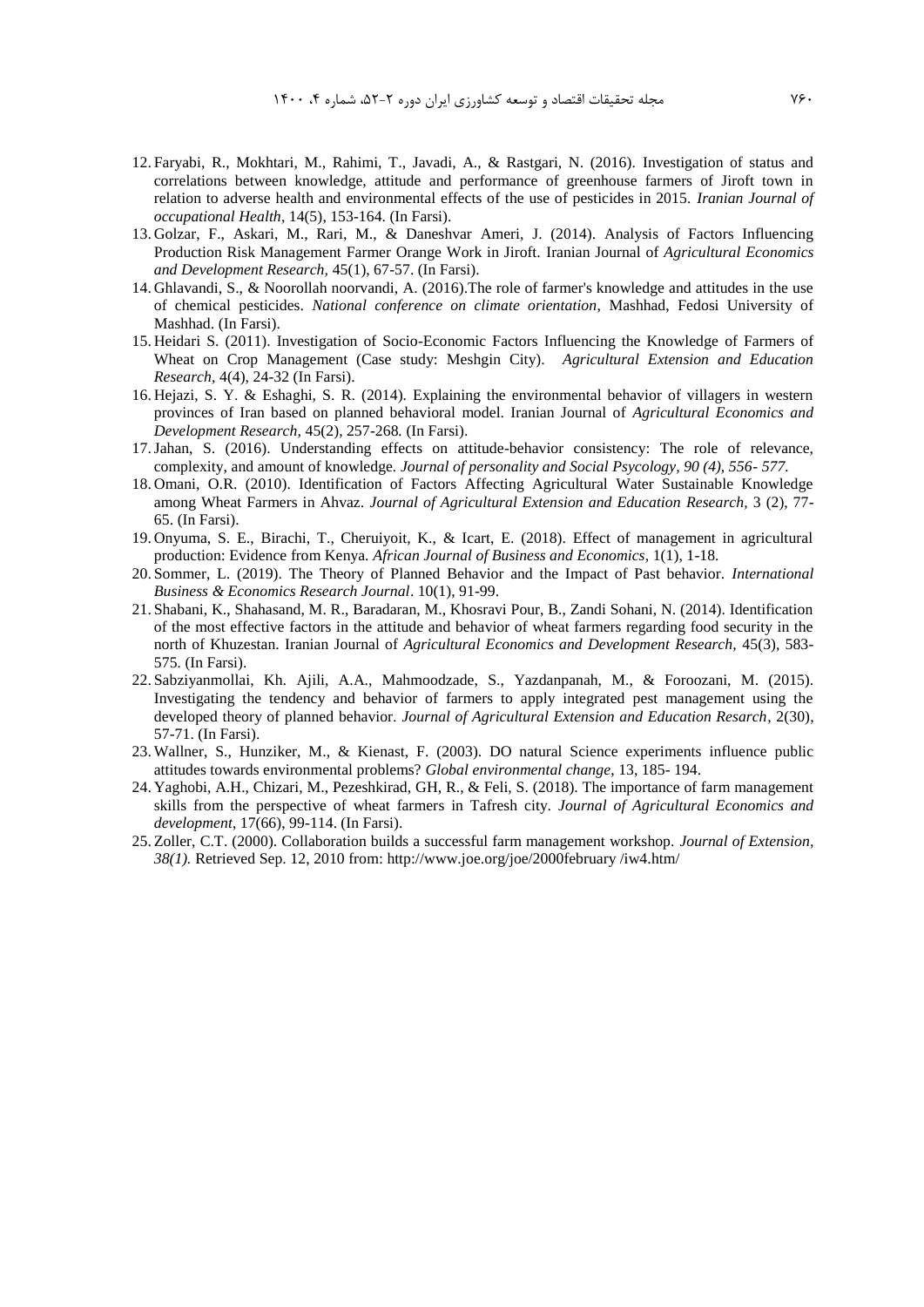12. Faryabi, R., Mokhtari, M., Rahimi, T., Javadi, A., & Rastgari, N. (2016). Investigation of status and correlations between knowledge, attitude and performance of greenhouse farmers of Jiroft town in relation to adverse health and environmental effects of the use of pesticides in 2015. *Iranian Journal of occupational Health*, 14(5), 153-164. (In Farsi).
13. Golzar, F., Askari, M., Rari, M., & Daneshvar Ameri, J. (2014). Analysis of Factors Influencing Production Risk Management Farmer Orange Work in Jiroft. Iranian Journal of *Agricultural Economics and Development Research,* 45(1), 67-57. (In Farsi).
14. Ghlavandi, S., & Noorollah noorvandi, A. (2016).The role of farmer's knowledge and attitudes in the use of chemical pesticides. *National conference on climate orientation,* Mashhad, Fedosi University of Mashhad. (In Farsi).
15. Heidari S. (2011). Investigation of Socio-Economic Factors Influencing the Knowledge of Farmers of Wheat on Crop Management (Case study: Meshgin City). *Agricultural Extension and Education Research,* 4(4), 24-32 (In Farsi).
16. Hejazi, S. Y. & Eshaghi, S. R. (2014). Explaining the environmental behavior of villagers in western provinces of Iran based on planned behavioral model. Iranian Journal of *Agricultural Economics and Development Research,* 45(2), 257-268*.* (In Farsi).
17. Jahan, S. (2016). Understanding effects on attitude-behavior consistency: The role of relevance, complexity, and amount of knowledge*. Journal of personality and Social Psycology, 90 (4), 556- 577.*
18. Omani, O.R. (2010). Identification of Factors Affecting Agricultural Water Sustainable Knowledge among Wheat Farmers in Ahvaz. *Journal of Agricultural Extension and Education Research,* 3 (2), 77-65. (In Farsi).
19. Onyuma, S. E., Birachi, T., Cheruiyoit, K., & Icart, E. (2018). Effect of management in agricultural production: Evidence from Kenya. *African Journal of Business and Economics,* 1(1), 1-18.
20. Sommer, L. (2019). The Theory of Planned Behavior and the Impact of Past behavior. *International Business & Economics Research Journal*. 10(1), 91-99.
21. Shabani, K., Shahasand, M. R., Baradaran, M., Khosravi Pour, B., Zandi Sohani, N. (2014). Identification of the most effective factors in the attitude and behavior of wheat farmers regarding food security in the north of Khuzestan. Iranian Journal of *Agricultural Economics and Development Research,* 45(3), 583-575. (In Farsi).
22. Sabziyanmollai, Kh. Ajili, A.A., Mahmoodzade, S., Yazdanpanah, M., & Foroozani, M. (2015). Investigating the tendency and behavior of farmers to apply integrated pest management using the developed theory of planned behavior. *Journal of Agricultural Extension and Education Resarch*, 2(30), 57-71. (In Farsi).
23. Wallner, S., Hunziker, M., & Kienast, F. (2003). DO natural Science experiments influence public attitudes towards environmental problems? *Global environmental change*, 13, 185- 194.
24. Yaghobi, A.H., Chizari, M., Pezeshkirad, GH, R., & Feli, S. (2018). The importance of farm management skills from the perspective of wheat farmers in Tafresh city. *Journal of Agricultural Economics and development*, 17(66), 99-114. (In Farsi).
25. Zoller, C.T. (2000). Collaboration builds a successful farm management workshop. *Journal of Extension, 38(1).* Retrieved Sep. 12, 2010 from: http://www.joe.org/joe/2000february /iw4.htm/